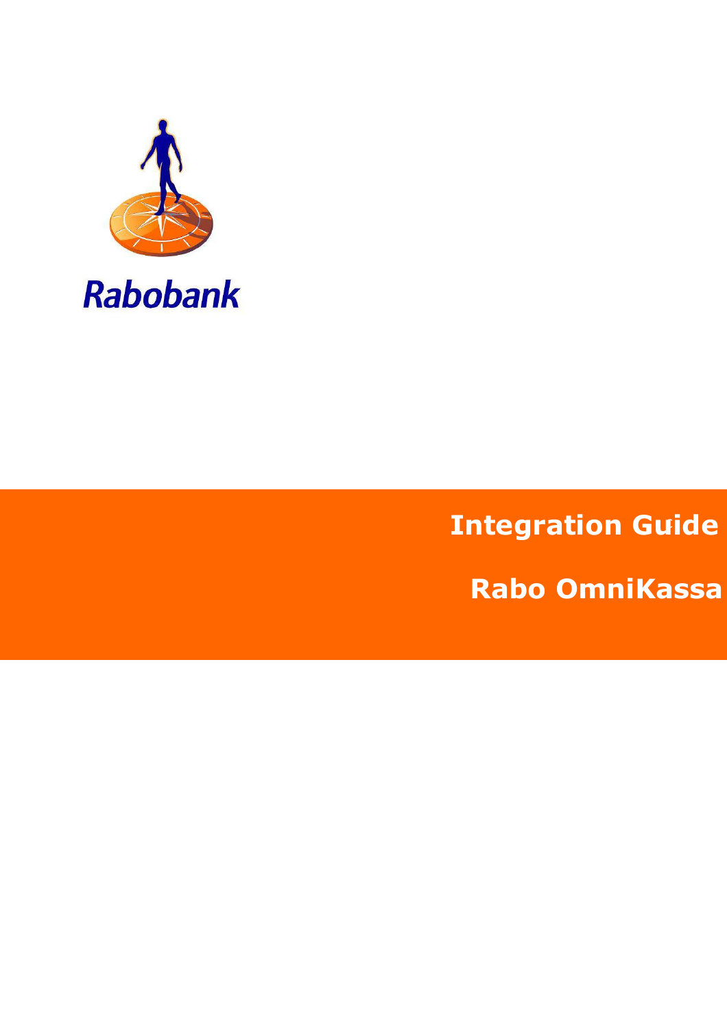Rabobank

# Integration Guide

# Rabo OmniKassa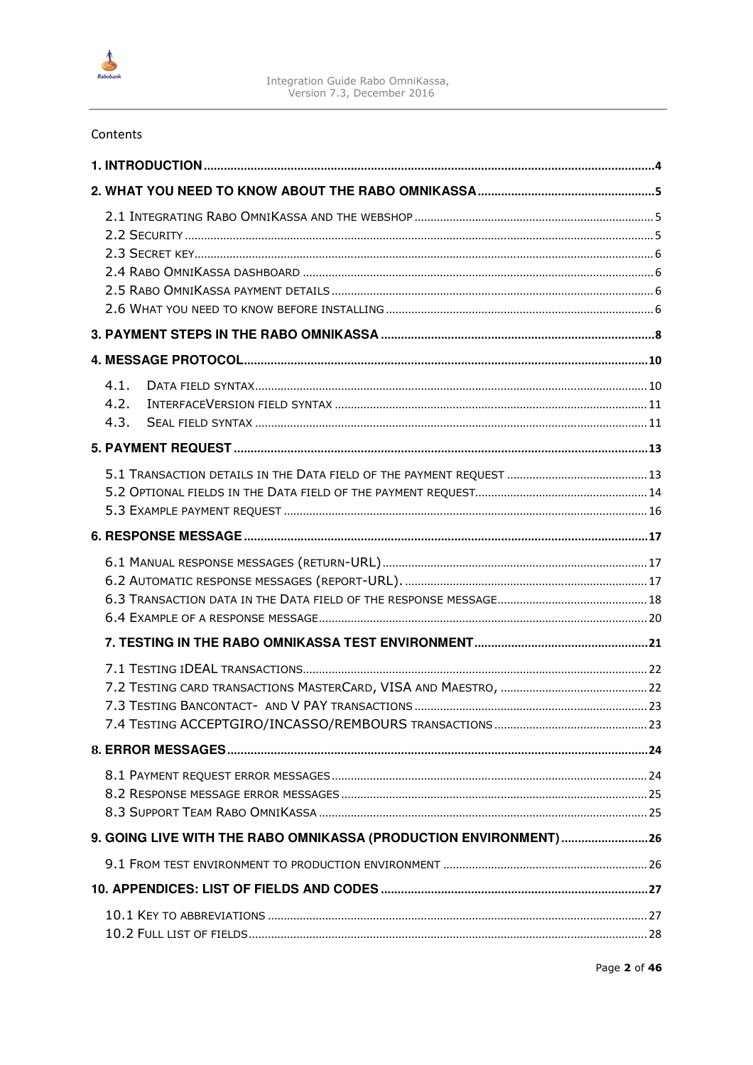Contents

**1. INTRODUCTION** .......... 4

**2. WHAT YOU NEED TO KNOW ABOUT THE RABO OMNIKASSA** .......... 5

- 2.1 Integrating Rabo OmniKassa and the webshop .......... 5
- 2.2 Security .......... 5
- 2.3 Secret key .......... 6
- 2.4 Rabo OmniKassa dashboard .......... 6
- 2.5 Rabo OmniKassa payment details .......... 6
- 2.6 What you need to know before installing .......... 6

**3. PAYMENT STEPS IN THE RABO OMNIKASSA** .......... 8

**4. MESSAGE PROTOCOL** .......... 10

- 4.1. Data field syntax .......... 10
- 4.2. InterfaceVersion field syntax .......... 11
- 4.3. Seal field syntax .......... 11

**5. PAYMENT REQUEST** .......... 13

- 5.1 Transaction details in the Data field of the payment request .......... 13
- 5.2 Optional fields in the Data field of the payment request .......... 14
- 5.3 Example payment request .......... 16

**6. RESPONSE MESSAGE** .......... 17

- 6.1 Manual response messages (return-URL) .......... 17
- 6.2 Automatic response messages (report-URL). .......... 17
- 6.3 Transaction data in the Data field of the response message .......... 18
- 6.4 Example of a response message .......... 20

**7. TESTING IN THE RABO OMNIKASSA TEST ENVIRONMENT** .......... 21

- 7.1 Testing iDEAL transactions .......... 22
- 7.2 Testing card transactions MasterCard, VISA and Maestro, .......... 22
- 7.3 Testing Bancontact- and V PAY transactions .......... 23
- 7.4 Testing ACCEPTGIRO/INCASSO/REMBOURS transactions .......... 23

**8. ERROR MESSAGES** .......... 24

- 8.1 Payment request error messages .......... 24
- 8.2 Response message error messages .......... 25
- 8.3 Support Team Rabo OmniKassa .......... 25

**9. GOING LIVE WITH THE RABO OMNIKASSA (PRODUCTION ENVIRONMENT)** .......... 26

- 9.1 From test environment to production environment .......... 26

**10. APPENDICES: LIST OF FIELDS AND CODES** .......... 27

- 10.1 Key to abbreviations .......... 27
- 10.2 Full list of fields .......... 28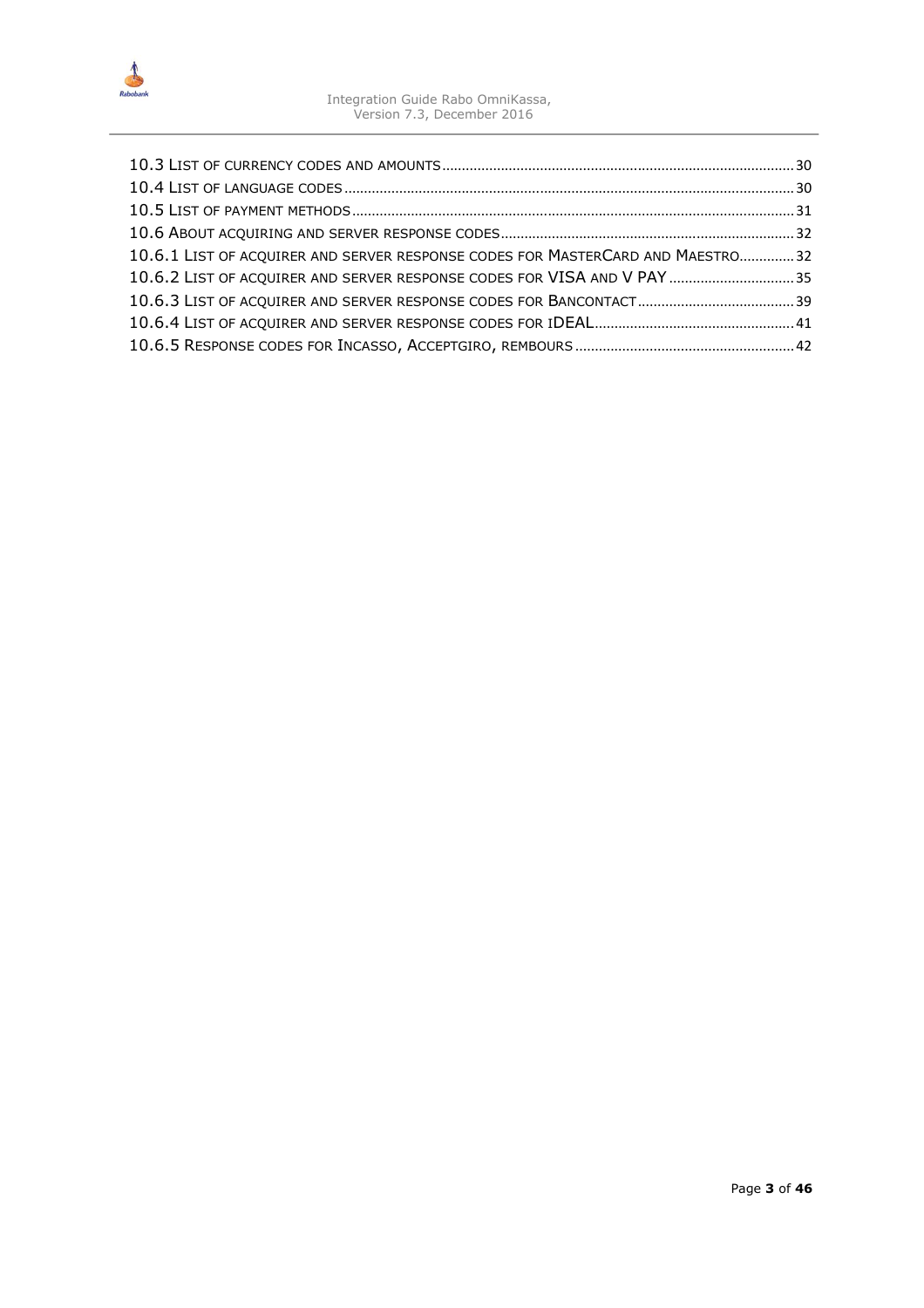10.3 List of currency codes and amounts ..... 30
10.4 List of language codes ..... 30
10.5 List of payment methods ..... 31
10.6 About acquiring and server response codes ..... 32
10.6.1 List of acquirer and server response codes for MasterCard and Maestro ..... 32
10.6.2 List of acquirer and server response codes for VISA and V PAY ..... 35
10.6.3 List of acquirer and server response codes for Bancontact ..... 39
10.6.4 List of acquirer and server response codes for iDEAL ..... 41
10.6.5 Response codes for Incasso, Acceptgiro, rembours ..... 42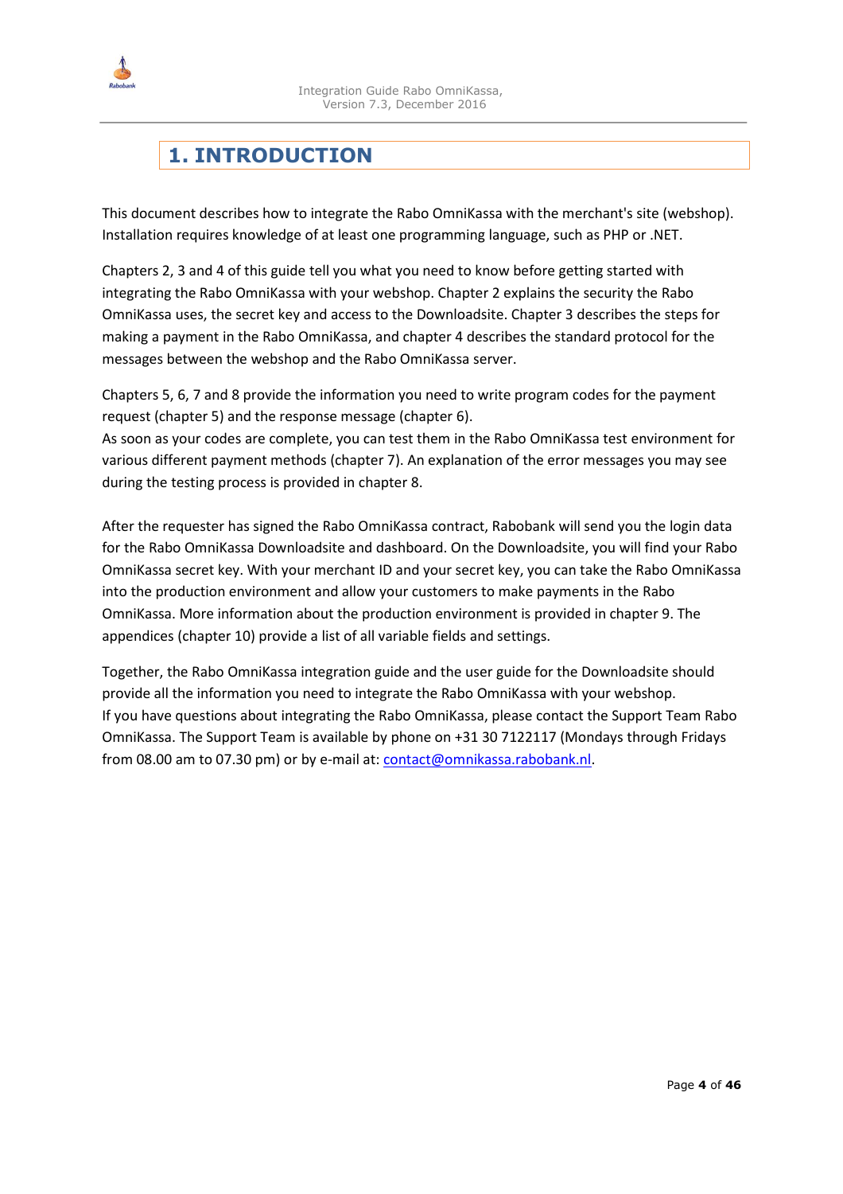# 1. INTRODUCTION

This document describes how to integrate the Rabo OmniKassa with the merchant's site (webshop). Installation requires knowledge of at least one programming language, such as PHP or .NET.

Chapters 2, 3 and 4 of this guide tell you what you need to know before getting started with integrating the Rabo OmniKassa with your webshop. Chapter 2 explains the security the Rabo OmniKassa uses, the secret key and access to the Downloadsite. Chapter 3 describes the steps for making a payment in the Rabo OmniKassa, and chapter 4 describes the standard protocol for the messages between the webshop and the Rabo OmniKassa server.

Chapters 5, 6, 7 and 8 provide the information you need to write program codes for the payment request (chapter 5) and the response message (chapter 6).
As soon as your codes are complete, you can test them in the Rabo OmniKassa test environment for various different payment methods (chapter 7). An explanation of the error messages you may see during the testing process is provided in chapter 8.

After the requester has signed the Rabo OmniKassa contract, Rabobank will send you the login data for the Rabo OmniKassa Downloadsite and dashboard. On the Downloadsite, you will find your Rabo OmniKassa secret key. With your merchant ID and your secret key, you can take the Rabo OmniKassa into the production environment and allow your customers to make payments in the Rabo OmniKassa. More information about the production environment is provided in chapter 9. The appendices (chapter 10) provide a list of all variable fields and settings.

Together, the Rabo OmniKassa integration guide and the user guide for the Downloadsite should provide all the information you need to integrate the Rabo OmniKassa with your webshop.
If you have questions about integrating the Rabo OmniKassa, please contact the Support Team Rabo OmniKassa. The Support Team is available by phone on +31 30 7122117 (Mondays through Fridays from 08.00 am to 07.30 pm) or by e-mail at: contact@omnikassa.rabobank.nl.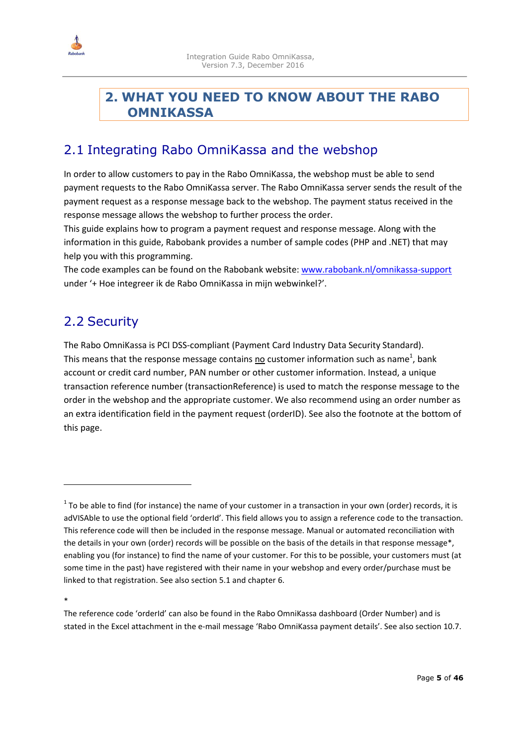# 2. WHAT YOU NEED TO KNOW ABOUT THE RABO OMNIKASSA

## 2.1 Integrating Rabo OmniKassa and the webshop

In order to allow customers to pay in the Rabo OmniKassa, the webshop must be able to send payment requests to the Rabo OmniKassa server. The Rabo OmniKassa server sends the result of the payment request as a response message back to the webshop. The payment status received in the response message allows the webshop to further process the order.
This guide explains how to program a payment request and response message. Along with the information in this guide, Rabobank provides a number of sample codes (PHP and .NET) that may help you with this programming.
The code examples can be found on the Rabobank website: [www.rabobank.nl/omnikassa-support](www.rabobank.nl/omnikassa-support) under '+ Hoe integreer ik de Rabo OmniKassa in mijn webwinkel?'.

## 2.2 Security

The Rabo OmniKassa is PCI DSS-compliant (Payment Card Industry Data Security Standard).
This means that the response message contains <u>no</u> customer information such as name[1], bank account or credit card number, PAN number or other customer information. Instead, a unique transaction reference number (transactionReference) is used to match the response message to the order in the webshop and the appropriate customer. We also recommend using an order number as an extra identification field in the payment request (orderID). See also the footnote at the bottom of this page.

---

[1] To be able to find (for instance) the name of your customer in a transaction in your own (order) records, it is adVISAble to use the optional field 'orderId'. This field allows you to assign a reference code to the transaction. This reference code will then be included in the response message. Manual or automated reconciliation with the details in your own (order) records will be possible on the basis of the details in that response message*, enabling you (for instance) to find the name of your customer. For this to be possible, your customers must (at some time in the past) have registered with their name in your webshop and every order/purchase must be linked to that registration. See also section 5.1 and chapter 6.

*
The reference code 'orderId' can also be found in the Rabo OmniKassa dashboard (Order Number) and is stated in the Excel attachment in the e-mail message 'Rabo OmniKassa payment details'. See also section 10.7.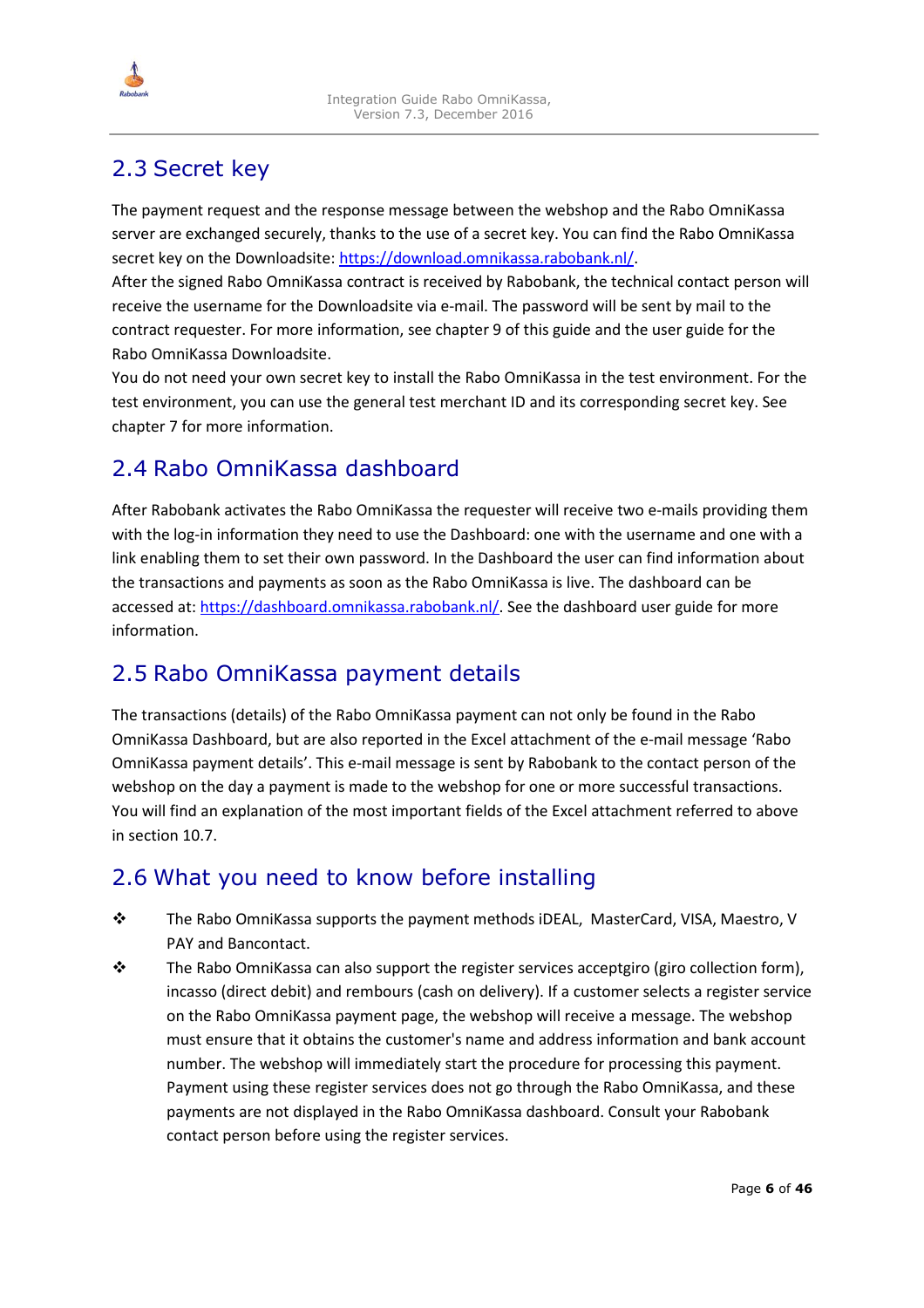## 2.3 Secret key

The payment request and the response message between the webshop and the Rabo OmniKassa server are exchanged securely, thanks to the use of a secret key. You can find the Rabo OmniKassa secret key on the Downloadsite: https://download.omnikassa.rabobank.nl/.
After the signed Rabo OmniKassa contract is received by Rabobank, the technical contact person will receive the username for the Downloadsite via e-mail. The password will be sent by mail to the contract requester. For more information, see chapter 9 of this guide and the user guide for the Rabo OmniKassa Downloadsite.
You do not need your own secret key to install the Rabo OmniKassa in the test environment. For the test environment, you can use the general test merchant ID and its corresponding secret key. See chapter 7 for more information.

## 2.4 Rabo OmniKassa dashboard

After Rabobank activates the Rabo OmniKassa the requester will receive two e-mails providing them with the log-in information they need to use the Dashboard: one with the username and one with a link enabling them to set their own password. In the Dashboard the user can find information about the transactions and payments as soon as the Rabo OmniKassa is live. The dashboard can be accessed at: https://dashboard.omnikassa.rabobank.nl/. See the dashboard user guide for more information.

## 2.5 Rabo OmniKassa payment details

The transactions (details) of the Rabo OmniKassa payment can not only be found in the Rabo OmniKassa Dashboard, but are also reported in the Excel attachment of the e-mail message 'Rabo OmniKassa payment details'. This e-mail message is sent by Rabobank to the contact person of the webshop on the day a payment is made to the webshop for one or more successful transactions. You will find an explanation of the most important fields of the Excel attachment referred to above in section 10.7.

## 2.6 What you need to know before installing

- The Rabo OmniKassa supports the payment methods iDEAL, MasterCard, VISA, Maestro, V PAY and Bancontact.
- The Rabo OmniKassa can also support the register services acceptgiro (giro collection form), incasso (direct debit) and rembours (cash on delivery). If a customer selects a register service on the Rabo OmniKassa payment page, the webshop will receive a message. The webshop must ensure that it obtains the customer's name and address information and bank account number. The webshop will immediately start the procedure for processing this payment. Payment using these register services does not go through the Rabo OmniKassa, and these payments are not displayed in the Rabo OmniKassa dashboard. Consult your Rabobank contact person before using the register services.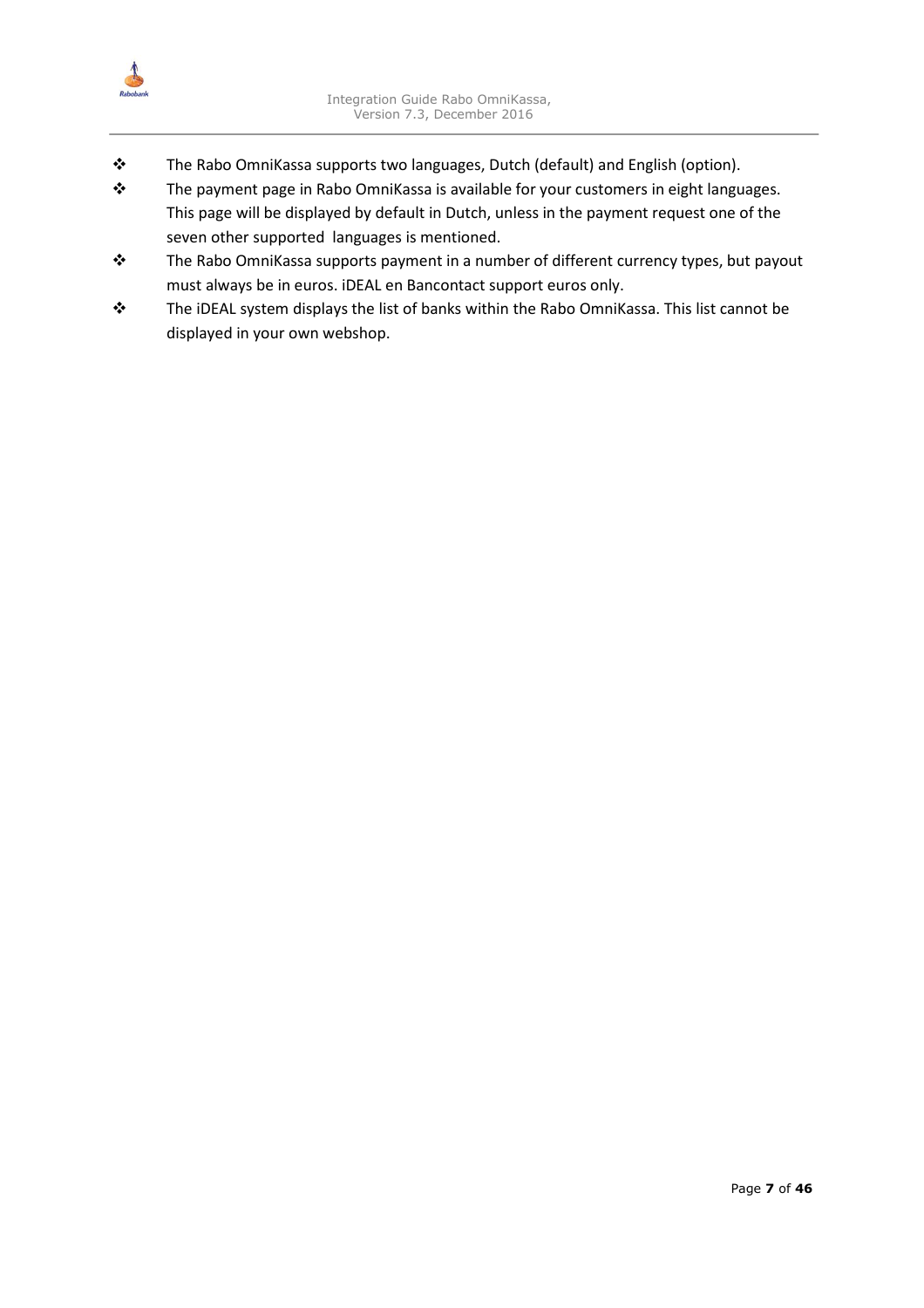- The Rabo OmniKassa supports two languages, Dutch (default) and English (option).
- The payment page in Rabo OmniKassa is available for your customers in eight languages. This page will be displayed by default in Dutch, unless in the payment request one of the seven other supported  languages is mentioned.
- The Rabo OmniKassa supports payment in a number of different currency types, but payout must always be in euros. iDEAL en Bancontact support euros only.
- The iDEAL system displays the list of banks within the Rabo OmniKassa. This list cannot be displayed in your own webshop.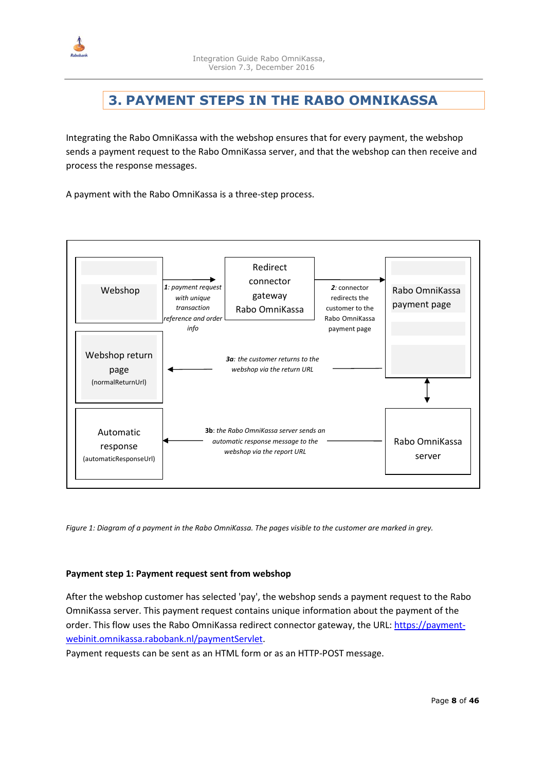# 3. PAYMENT STEPS IN THE RABO OMNIKASSA

Integrating the Rabo OmniKassa with the webshop ensures that for every payment, the webshop sends a payment request to the Rabo OmniKassa server, and that the webshop can then receive and process the response messages.

A payment with the Rabo OmniKassa is a three-step process.

Webshop

**1**: *payment request with unique transaction reference and order info*

Redirect connector gateway Rabo OmniKassa

**2**: connector redirects the customer to the Rabo OmniKassa payment page

Rabo OmniKassa payment page

Webshop return page (normalReturnUrl)

***3a***: *the customer returns to the webshop via the return URL*

Automatic response (automaticResponseUrl)

**3b**: *the Rabo OmniKassa server sends an automatic response message to the webshop via the report URL*

Rabo OmniKassa server

*Figure 1: Diagram of a payment in the Rabo OmniKassa. The pages visible to the customer are marked in grey.*

**Payment step 1: Payment request sent from webshop**

After the webshop customer has selected 'pay', the webshop sends a payment request to the Rabo OmniKassa server. This payment request contains unique information about the payment of the order. This flow uses the Rabo OmniKassa redirect connector gateway, the URL: [https://payment-webinit.omnikassa.rabobank.nl/paymentServlet](https://payment-webinit.omnikassa.rabobank.nl/paymentServlet).

Payment requests can be sent as an HTML form or as an HTTP-POST message.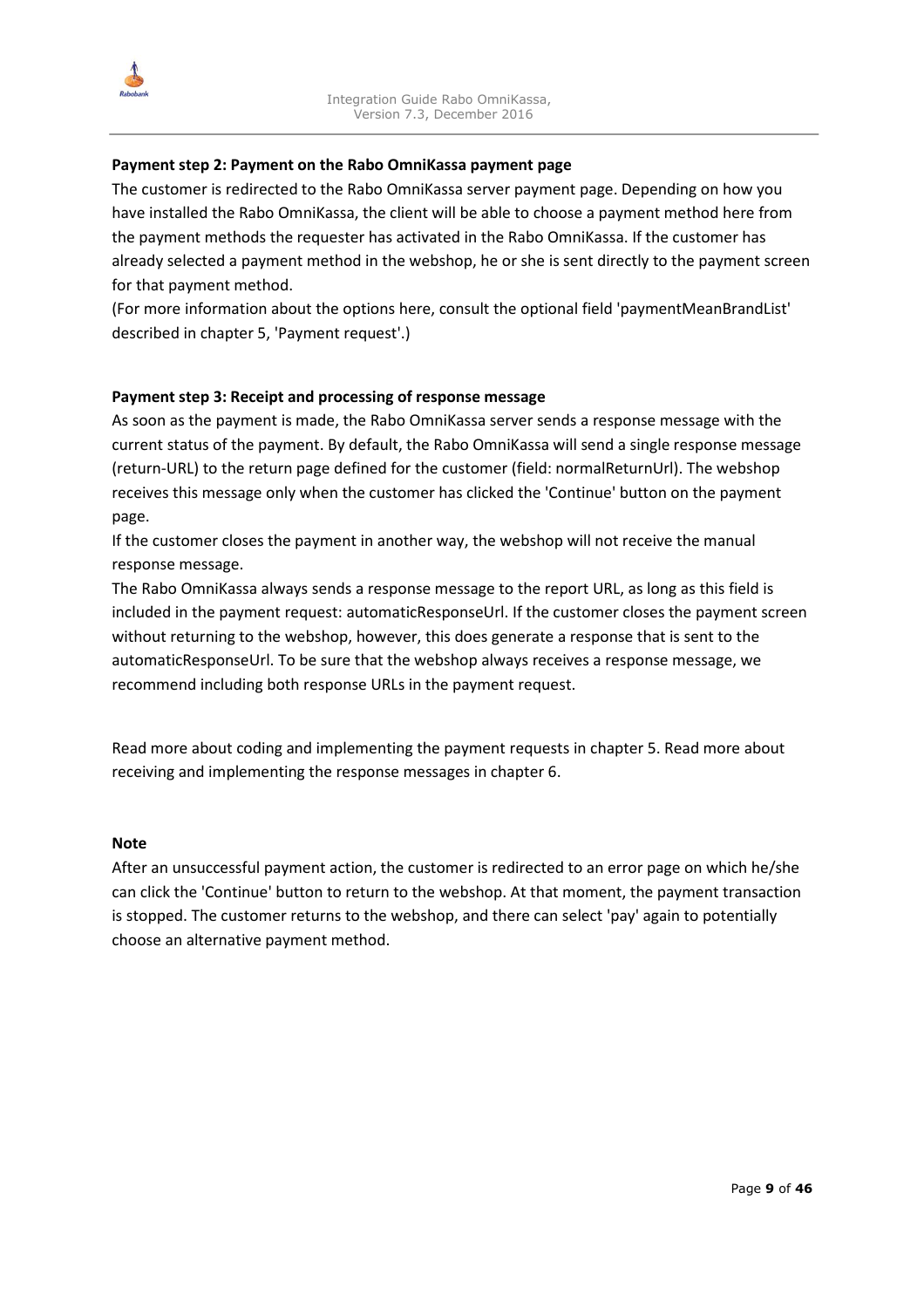**Payment step 2: Payment on the Rabo OmniKassa payment page**

The customer is redirected to the Rabo OmniKassa server payment page. Depending on how you have installed the Rabo OmniKassa, the client will be able to choose a payment method here from the payment methods the requester has activated in the Rabo OmniKassa. If the customer has already selected a payment method in the webshop, he or she is sent directly to the payment screen for that payment method.
(For more information about the options here, consult the optional field 'paymentMeanBrandList' described in chapter 5, 'Payment request'.)

**Payment step 3: Receipt and processing of response message**

As soon as the payment is made, the Rabo OmniKassa server sends a response message with the current status of the payment. By default, the Rabo OmniKassa will send a single response message (return-URL) to the return page defined for the customer (field: normalReturnUrl). The webshop receives this message only when the customer has clicked the 'Continue' button on the payment page.
If the customer closes the payment in another way, the webshop will not receive the manual response message.
The Rabo OmniKassa always sends a response message to the report URL, as long as this field is included in the payment request: automaticResponseUrl. If the customer closes the payment screen without returning to the webshop, however, this does generate a response that is sent to the automaticResponseUrl. To be sure that the webshop always receives a response message, we recommend including both response URLs in the payment request.

Read more about coding and implementing the payment requests in chapter 5. Read more about receiving and implementing the response messages in chapter 6.

**Note**

After an unsuccessful payment action, the customer is redirected to an error page on which he/she can click the 'Continue' button to return to the webshop. At that moment, the payment transaction is stopped. The customer returns to the webshop, and there can select 'pay' again to potentially choose an alternative payment method.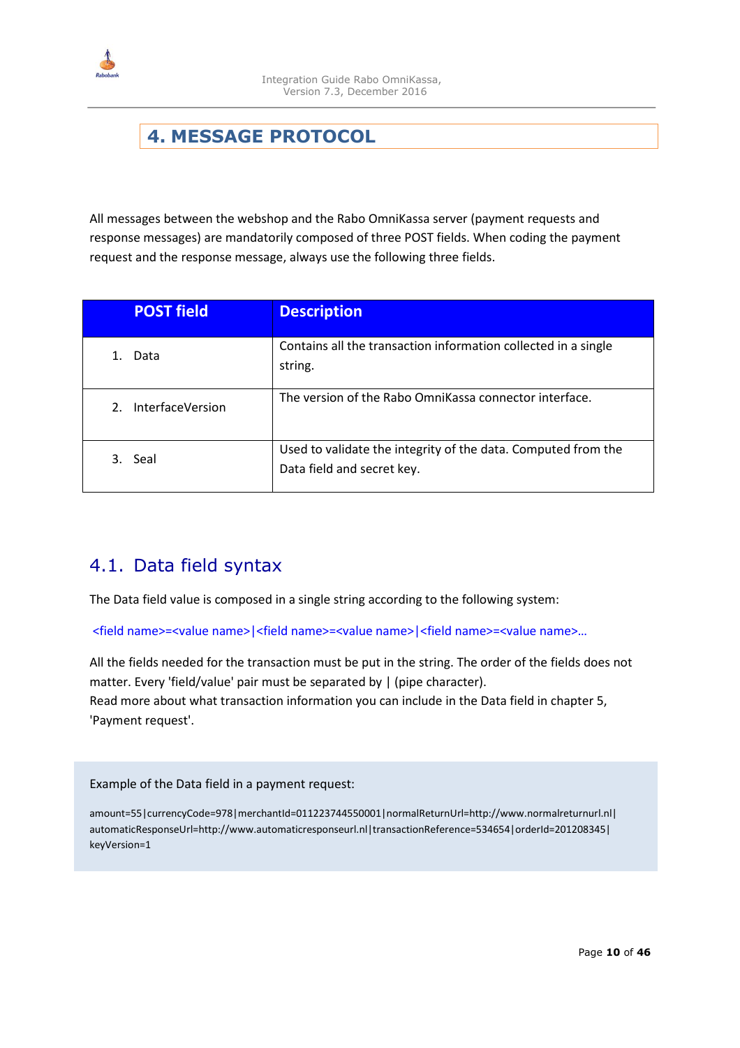# 4. MESSAGE PROTOCOL

All messages between the webshop and the Rabo OmniKassa server (payment requests and response messages) are mandatorily composed of three POST fields. When coding the payment request and the response message, always use the following three fields.

| POST field | Description |
|---|---|
| 1. Data | Contains all the transaction information collected in a single string. |
| 2. InterfaceVersion | The version of the Rabo OmniKassa connector interface. |
| 3. Seal | Used to validate the integrity of the data. Computed from the Data field and secret key. |

## 4.1. Data field syntax

The Data field value is composed in a single string according to the following system:

<field name>=<value name>|<field name>=<value name>|<field name>=<value name>…

All the fields needed for the transaction must be put in the string. The order of the fields does not matter. Every 'field/value' pair must be separated by | (pipe character).
Read more about what transaction information you can include in the Data field in chapter 5, 'Payment request'.

Example of the Data field in a payment request:

```
amount=55|currencyCode=978|merchantId=011223744550001|normalReturnUrl=http://www.normalreturnurl.nl|automaticResponseUrl=http://www.automaticresponseurl.nl|transactionReference=534654|orderId=201208345|keyVersion=1
```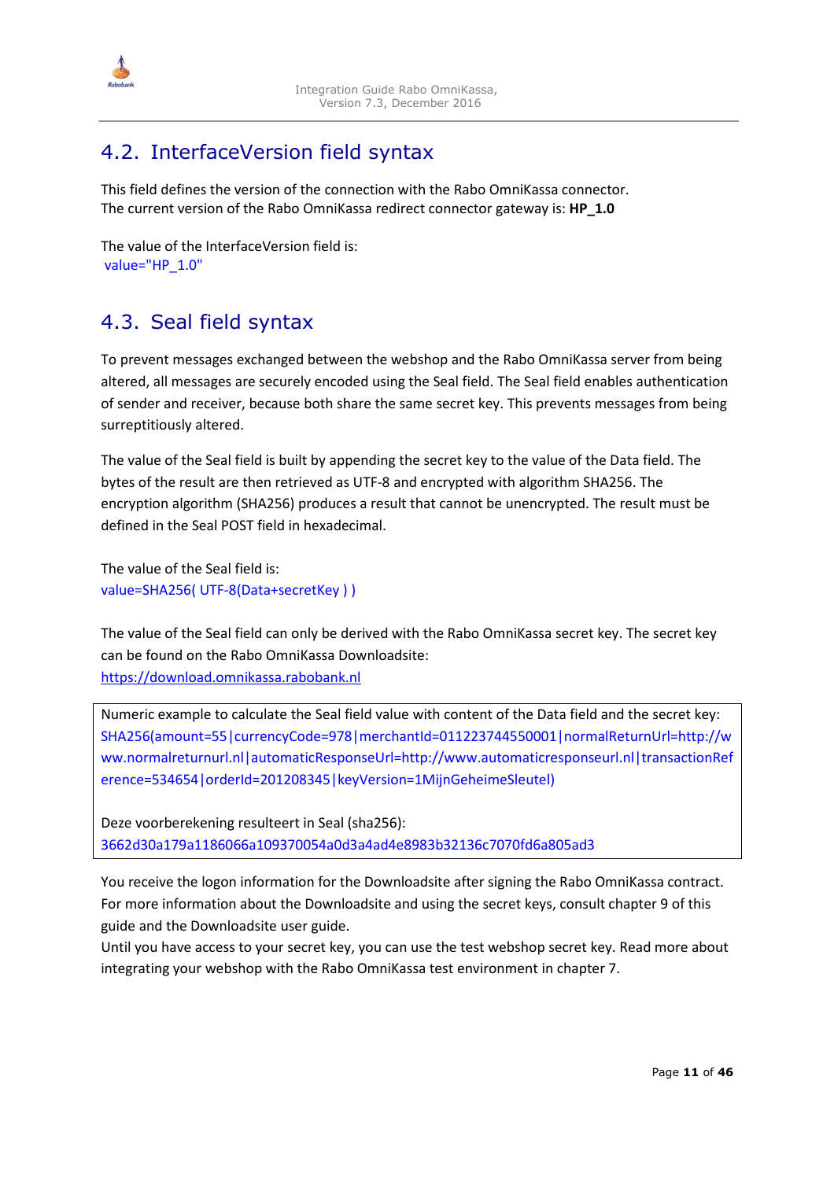## 4.2. InterfaceVersion field syntax

This field defines the version of the connection with the Rabo OmniKassa connector.
The current version of the Rabo OmniKassa redirect connector gateway is: **HP_1.0**

The value of the InterfaceVersion field is:
value="HP_1.0"

## 4.3. Seal field syntax

To prevent messages exchanged between the webshop and the Rabo OmniKassa server from being altered, all messages are securely encoded using the Seal field. The Seal field enables authentication of sender and receiver, because both share the same secret key. This prevents messages from being surreptitiously altered.

The value of the Seal field is built by appending the secret key to the value of the Data field. The bytes of the result are then retrieved as UTF-8 and encrypted with algorithm SHA256. The encryption algorithm (SHA256) produces a result that cannot be unencrypted. The result must be defined in the Seal POST field in hexadecimal.

The value of the Seal field is:
value=SHA256( UTF-8(Data+secretKey ) )

The value of the Seal field can only be derived with the Rabo OmniKassa secret key. The secret key can be found on the Rabo OmniKassa Downloadsite:
https://download.omnikassa.rabobank.nl

Numeric example to calculate the Seal field value with content of the Data field and the secret key:
SHA256(amount=55|currencyCode=978|merchantId=011223744550001|normalReturnUrl=http://www.normalreturnurl.nl|automaticResponseUrl=http://www.automaticresponseurl.nl|transactionReference=534654|orderId=201208345|keyVersion=1MijnGeheimeSleutel)

Deze voorberekening resulteert in Seal (sha256):
3662d30a179a1186066a109370054a0d3a4ad4e8983b32136c7070fd6a805ad3

You receive the logon information for the Downloadsite after signing the Rabo OmniKassa contract. For more information about the Downloadsite and using the secret keys, consult chapter 9 of this guide and the Downloadsite user guide.
Until you have access to your secret key, you can use the test webshop secret key. Read more about integrating your webshop with the Rabo OmniKassa test environment in chapter 7.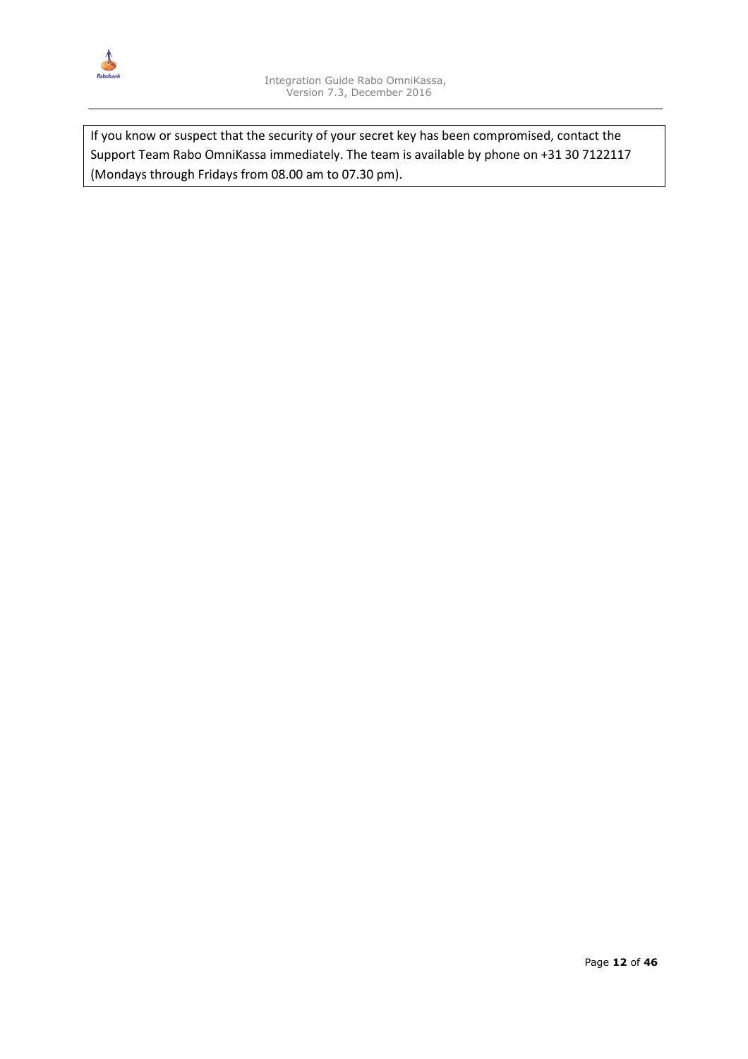If you know or suspect that the security of your secret key has been compromised, contact the Support Team Rabo OmniKassa immediately. The team is available by phone on +31 30 7122117 (Mondays through Fridays from 08.00 am to 07.30 pm).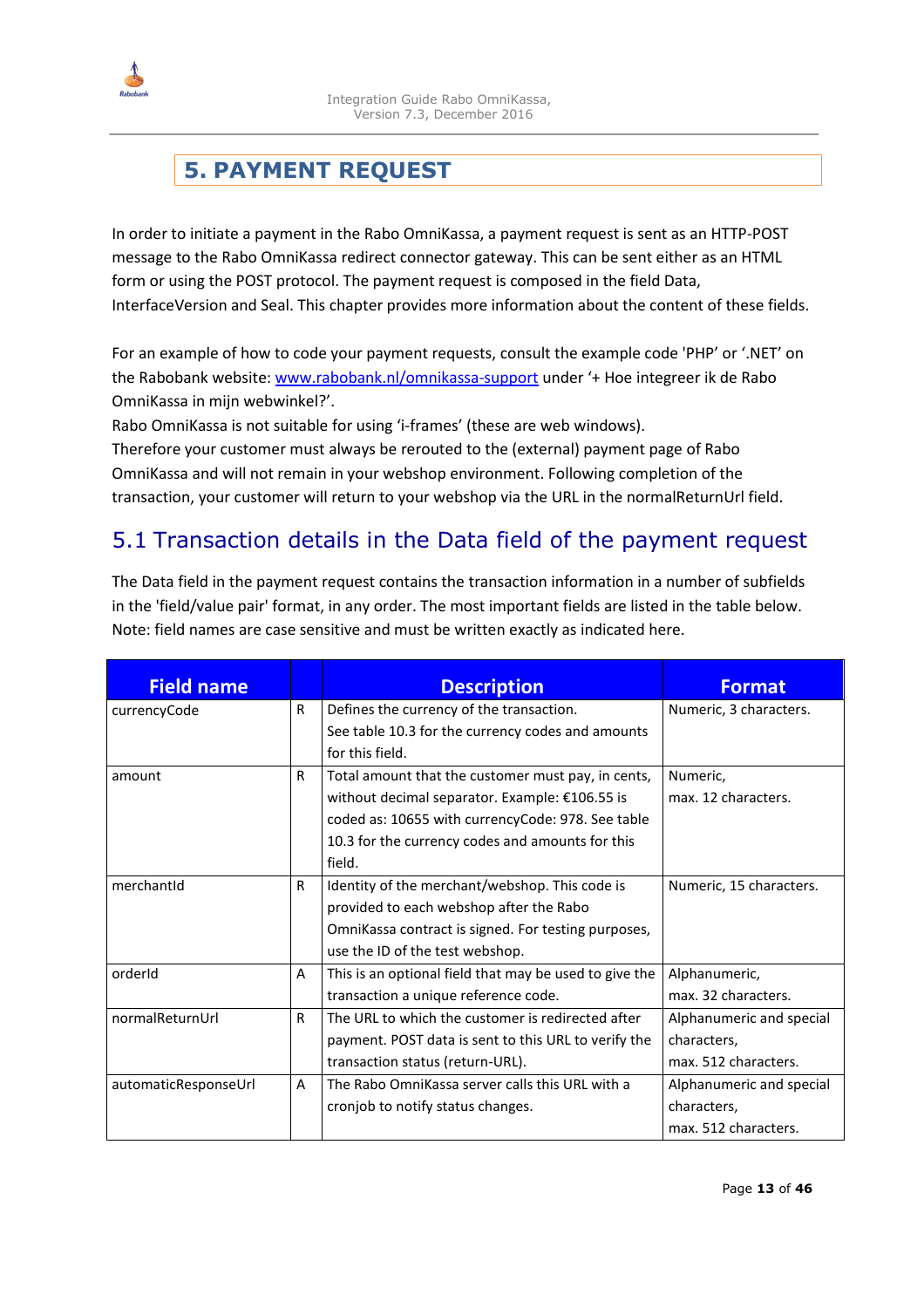# 5. PAYMENT REQUEST

In order to initiate a payment in the Rabo OmniKassa, a payment request is sent as an HTTP-POST message to the Rabo OmniKassa redirect connector gateway. This can be sent either as an HTML form or using the POST protocol. The payment request is composed in the field Data, InterfaceVersion and Seal. This chapter provides more information about the content of these fields.

For an example of how to code your payment requests, consult the example code 'PHP' or '.NET' on the Rabobank website: [www.rabobank.nl/omnikassa-support](http://www.rabobank.nl/omnikassa-support) under '+ Hoe integreer ik de Rabo OmniKassa in mijn webwinkel?'.
Rabo OmniKassa is not suitable for using 'i-frames' (these are web windows).
Therefore your customer must always be rerouted to the (external) payment page of Rabo OmniKassa and will not remain in your webshop environment. Following completion of the transaction, your customer will return to your webshop via the URL in the normalReturnUrl field.

## 5.1 Transaction details in the Data field of the payment request

The Data field in the payment request contains the transaction information in a number of subfields in the 'field/value pair' format, in any order. The most important fields are listed in the table below. Note: field names are case sensitive and must be written exactly as indicated here.

| Field name | | Description | Format |
|---|---|---|---|
| currencyCode | R | Defines the currency of the transaction. See table 10.3 for the currency codes and amounts for this field. | Numeric, 3 characters. |
| amount | R | Total amount that the customer must pay, in cents, without decimal separator. Example: €106.55 is coded as: 10655 with currencyCode: 978. See table 10.3 for the currency codes and amounts for this field. | Numeric, max. 12 characters. |
| merchantId | R | Identity of the merchant/webshop. This code is provided to each webshop after the Rabo OmniKassa contract is signed. For testing purposes, use the ID of the test webshop. | Numeric, 15 characters. |
| orderId | A | This is an optional field that may be used to give the transaction a unique reference code. | Alphanumeric, max. 32 characters. |
| normalReturnUrl | R | The URL to which the customer is redirected after payment. POST data is sent to this URL to verify the transaction status (return-URL). | Alphanumeric and special characters, max. 512 characters. |
| automaticResponseUrl | A | The Rabo OmniKassa server calls this URL with a cronjob to notify status changes. | Alphanumeric and special characters, max. 512 characters. |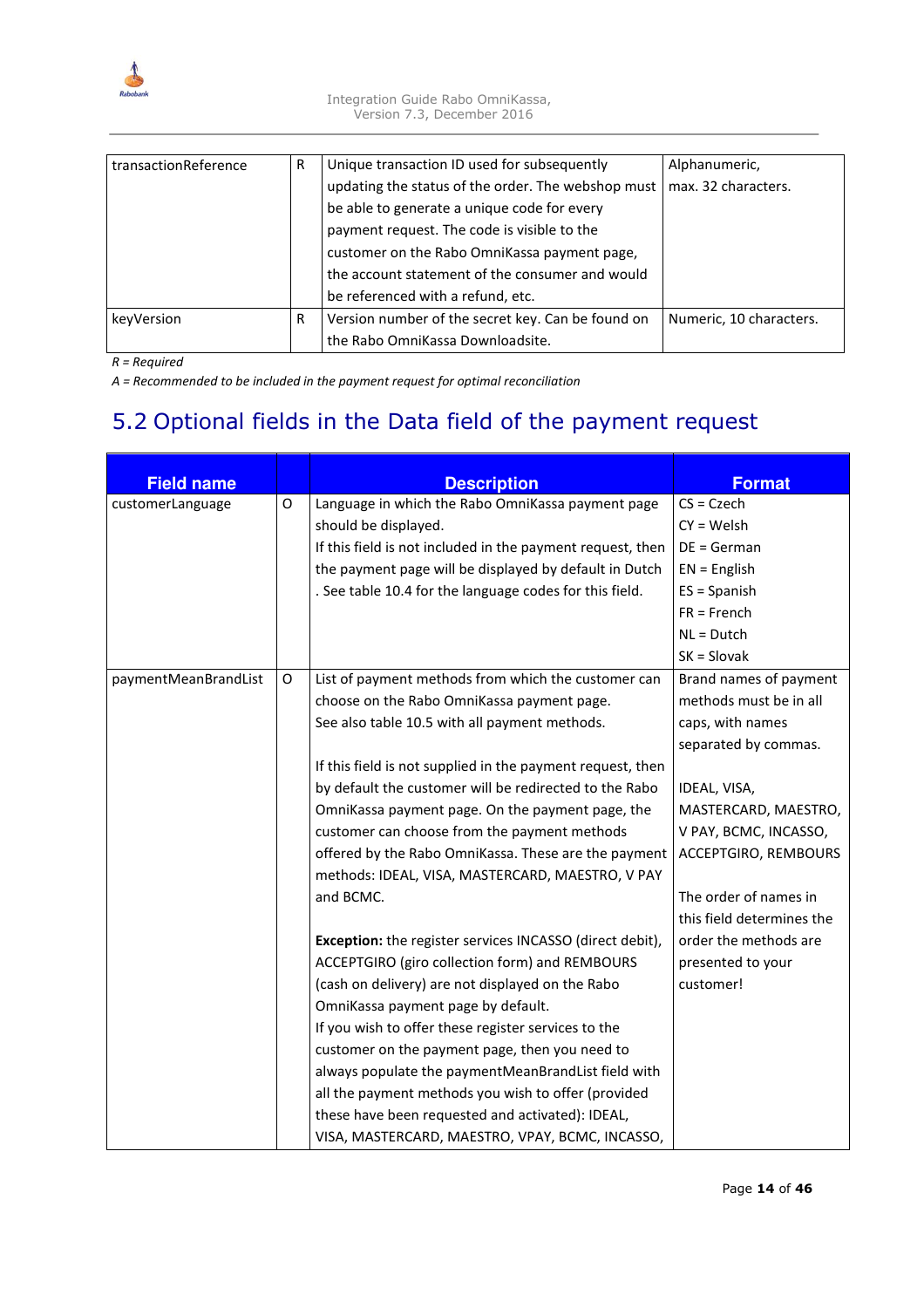| | | | |
|---|---|---|---|
| transactionReference | R | Unique transaction ID used for subsequently updating the status of the order. The webshop must be able to generate a unique code for every payment request. The code is visible to the customer on the Rabo OmniKassa payment page, the account statement of the consumer and would be referenced with a refund, etc. | Alphanumeric, max. 32 characters. |
| keyVersion | R | Version number of the secret key. Can be found on the Rabo OmniKassa Downloadsite. | Numeric, 10 characters. |

*R = Required*

*A = Recommended to be included in the payment request for optimal reconciliation*

## 5.2 Optional fields in the Data field of the payment request

| Field name | | Description | Format |
|---|---|---|---|
| customerLanguage | O | Language in which the Rabo OmniKassa payment page should be displayed.<br>If this field is not included in the payment request, then the payment page will be displayed by default in Dutch . See table 10.4 for the language codes for this field. | CS = Czech<br>CY = Welsh<br>DE = German<br>EN = English<br>ES = Spanish<br>FR = French<br>NL = Dutch<br>SK = Slovak |
| paymentMeanBrandList | O | List of payment methods from which the customer can choose on the Rabo OmniKassa payment page.<br>See also table 10.5 with all payment methods.<br><br>If this field is not supplied in the payment request, then by default the customer will be redirected to the Rabo OmniKassa payment page. On the payment page, the customer can choose from the payment methods offered by the Rabo OmniKassa. These are the payment methods: IDEAL, VISA, MASTERCARD, MAESTRO, V PAY and BCMC.<br><br>**Exception:** the register services INCASSO (direct debit), ACCEPTGIRO (giro collection form) and REMBOURS (cash on delivery) are not displayed on the Rabo OmniKassa payment page by default.<br>If you wish to offer these register services to the customer on the payment page, then you need to always populate the paymentMeanBrandList field with all the payment methods you wish to offer (provided these have been requested and activated): IDEAL, VISA, MASTERCARD, MAESTRO, VPAY, BCMC, INCASSO, | Brand names of payment methods must be in all caps, with names separated by commas.<br><br>IDEAL, VISA, MASTERCARD, MAESTRO, V PAY, BCMC, INCASSO, ACCEPTGIRO, REMBOURS<br><br>The order of names in this field determines the order the methods are presented to your customer! |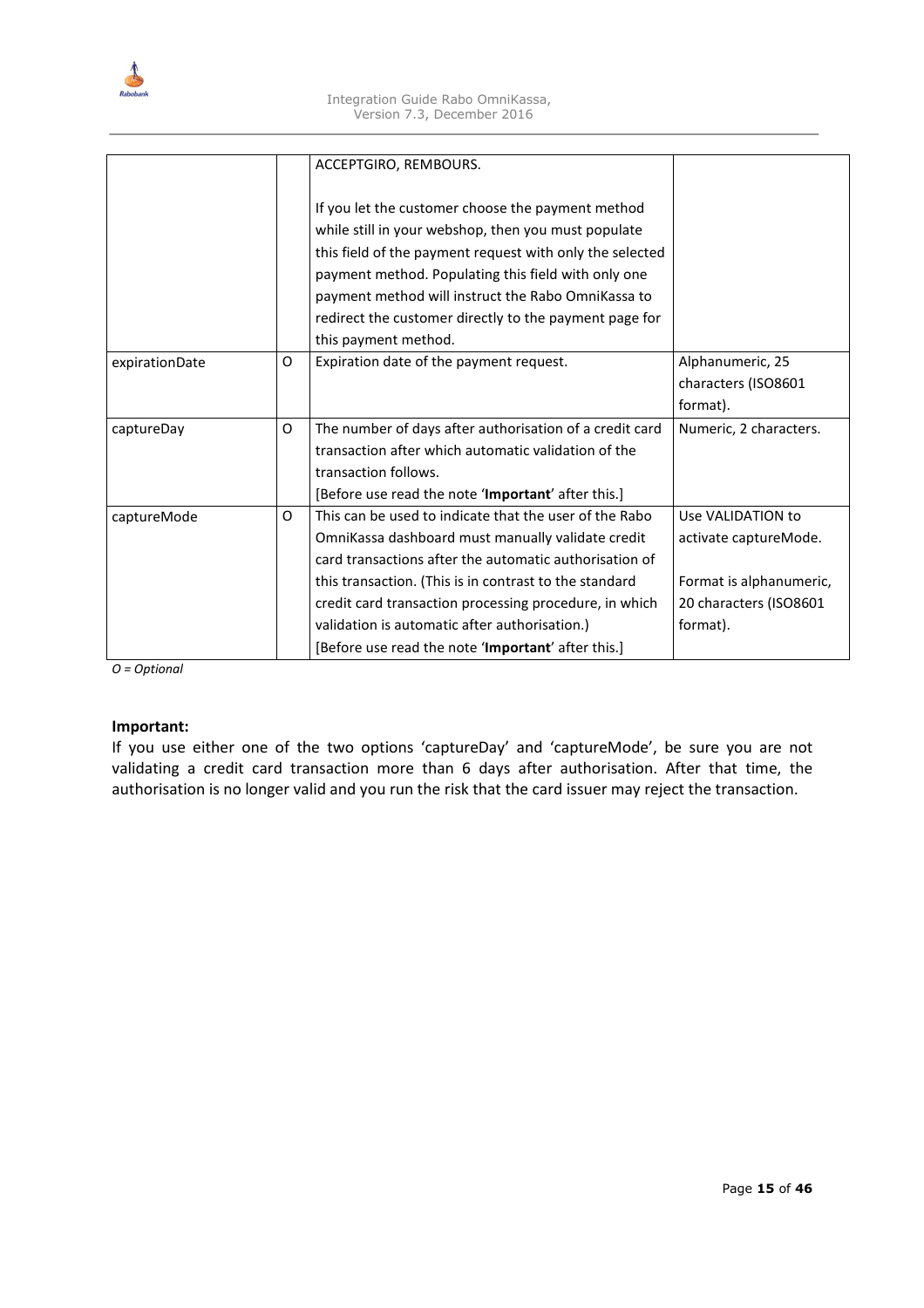|  |  |  |  |
| --- | --- | --- | --- |
|  |  | ACCEPTGIRO, REMBOURS.<br><br>If you let the customer choose the payment method while still in your webshop, then you must populate this field of the payment request with only the selected payment method. Populating this field with only one payment method will instruct the Rabo OmniKassa to redirect the customer directly to the payment page for this payment method. |  |
| expirationDate | O | Expiration date of the payment request. | Alphanumeric, 25 characters (ISO8601 format). |
| captureDay | O | The number of days after authorisation of a credit card transaction after which automatic validation of the transaction follows.<br>[Before use read the note '**Important**' after this.] | Numeric, 2 characters. |
| captureMode | O | This can be used to indicate that the user of the Rabo OmniKassa dashboard must manually validate credit card transactions after the automatic authorisation of this transaction. (This is in contrast to the standard credit card transaction processing procedure, in which validation is automatic after authorisation.)<br>[Before use read the note '**Important**' after this.] | Use VALIDATION to activate captureMode.<br><br>Format is alphanumeric, 20 characters (ISO8601 format). |

*O = Optional*

**Important:**
If you use either one of the two options 'captureDay' and 'captureMode', be sure you are not validating a credit card transaction more than 6 days after authorisation. After that time, the authorisation is no longer valid and you run the risk that the card issuer may reject the transaction.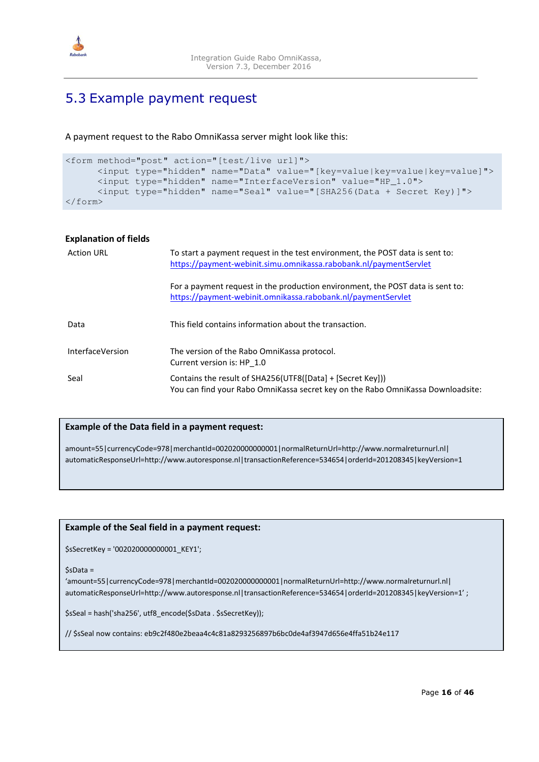## 5.3 Example payment request

A payment request to the Rabo OmniKassa server might look like this:

```
<form method="post" action="[test/live url]">
      <input type="hidden" name="Data" value="[key=value|key=value|key=value]">
      <input type="hidden" name="InterfaceVersion" value="HP_1.0">
      <input type="hidden" name="Seal" value="[SHA256(Data + Secret Key)]">
</form>
```

**Explanation of fields**

| | |
|---|---|
| Action URL | To start a payment request in the test environment, the POST data is sent to: https://payment-webinit.simu.omnikassa.rabobank.nl/paymentServlet<br><br>For a payment request in the production environment, the POST data is sent to: https://payment-webinit.omnikassa.rabobank.nl/paymentServlet |
| Data | This field contains information about the transaction. |
| InterfaceVersion | The version of the Rabo OmniKassa protocol.<br>Current version is: HP_1.0 |
| Seal | Contains the result of SHA256(UTF8([Data] + [Secret Key]))<br>You can find your Rabo OmniKassa secret key on the Rabo OmniKassa Downloadsite: |

**Example of the Data field in a payment request:**

amount=55|currencyCode=978|merchantId=002020000000001|normalReturnUrl=http://www.normalreturnurl.nl|automaticResponseUrl=http://www.autoresponse.nl|transactionReference=534654|orderId=201208345|keyVersion=1

**Example of the Seal field in a payment request:**

$sSecretKey = '002020000000001_KEY1';

$sData =
'amount=55|currencyCode=978|merchantId=002020000000001|normalReturnUrl=http://www.normalreturnurl.nl|automaticResponseUrl=http://www.autoresponse.nl|transactionReference=534654|orderId=201208345|keyVersion=1' ;

$sSeal = hash('sha256', utf8_encode($sData . $sSecretKey));

// $sSeal now contains: eb9c2f480e2beaa4c4c81a8293256897b6bc0de4af3947d656e4ffa51b24e117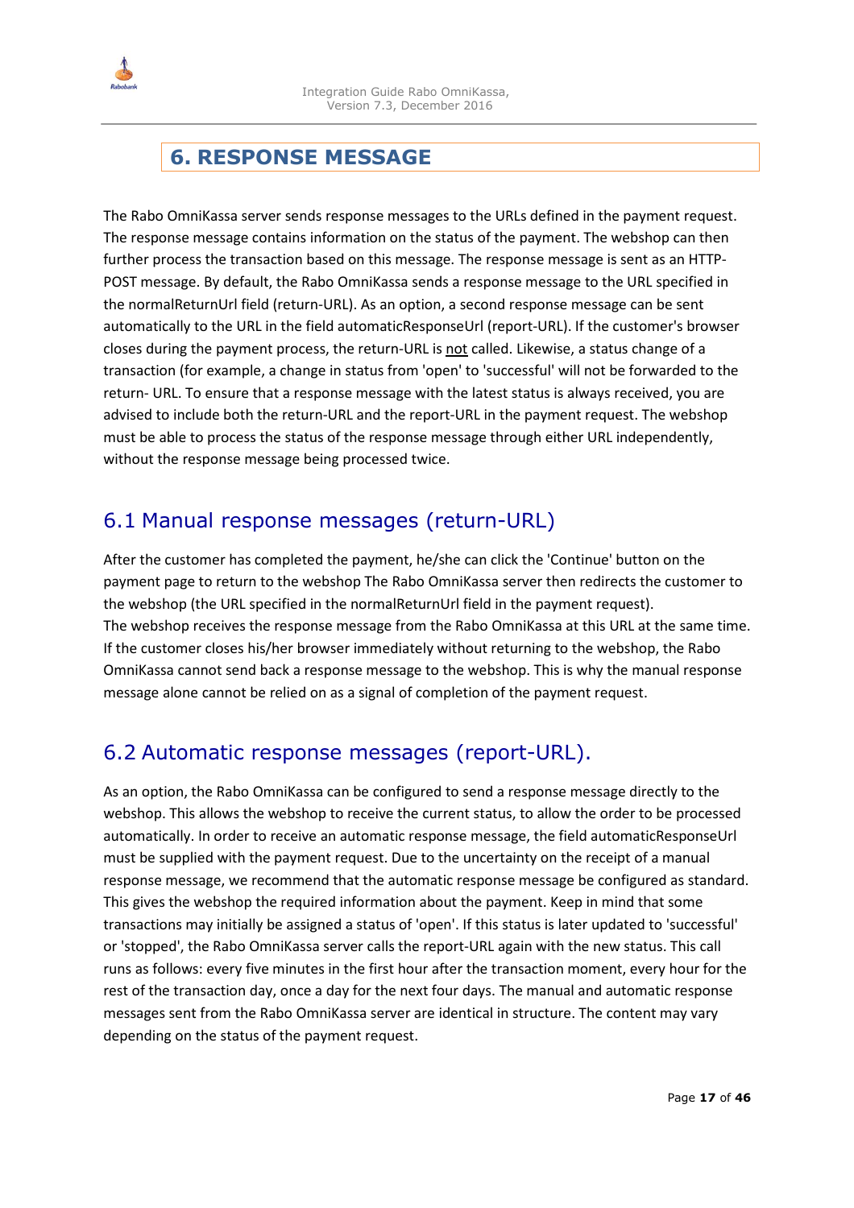# 6. RESPONSE MESSAGE

The Rabo OmniKassa server sends response messages to the URLs defined in the payment request. The response message contains information on the status of the payment. The webshop can then further process the transaction based on this message. The response message is sent as an HTTP-POST message. By default, the Rabo OmniKassa sends a response message to the URL specified in the normalReturnUrl field (return-URL). As an option, a second response message can be sent automatically to the URL in the field automaticResponseUrl (report-URL). If the customer's browser closes during the payment process, the return-URL is <u>not</u> called. Likewise, a status change of a transaction (for example, a change in status from 'open' to 'successful' will not be forwarded to the return- URL. To ensure that a response message with the latest status is always received, you are advised to include both the return-URL and the report-URL in the payment request. The webshop must be able to process the status of the response message through either URL independently, without the response message being processed twice.

## 6.1 Manual response messages (return-URL)

After the customer has completed the payment, he/she can click the 'Continue' button on the payment page to return to the webshop The Rabo OmniKassa server then redirects the customer to the webshop (the URL specified in the normalReturnUrl field in the payment request).
The webshop receives the response message from the Rabo OmniKassa at this URL at the same time. If the customer closes his/her browser immediately without returning to the webshop, the Rabo OmniKassa cannot send back a response message to the webshop. This is why the manual response message alone cannot be relied on as a signal of completion of the payment request.

## 6.2 Automatic response messages (report-URL).

As an option, the Rabo OmniKassa can be configured to send a response message directly to the webshop. This allows the webshop to receive the current status, to allow the order to be processed automatically. In order to receive an automatic response message, the field automaticResponseUrl must be supplied with the payment request. Due to the uncertainty on the receipt of a manual response message, we recommend that the automatic response message be configured as standard. This gives the webshop the required information about the payment. Keep in mind that some transactions may initially be assigned a status of 'open'. If this status is later updated to 'successful' or 'stopped', the Rabo OmniKassa server calls the report-URL again with the new status. This call runs as follows: every five minutes in the first hour after the transaction moment, every hour for the rest of the transaction day, once a day for the next four days. The manual and automatic response messages sent from the Rabo OmniKassa server are identical in structure. The content may vary depending on the status of the payment request.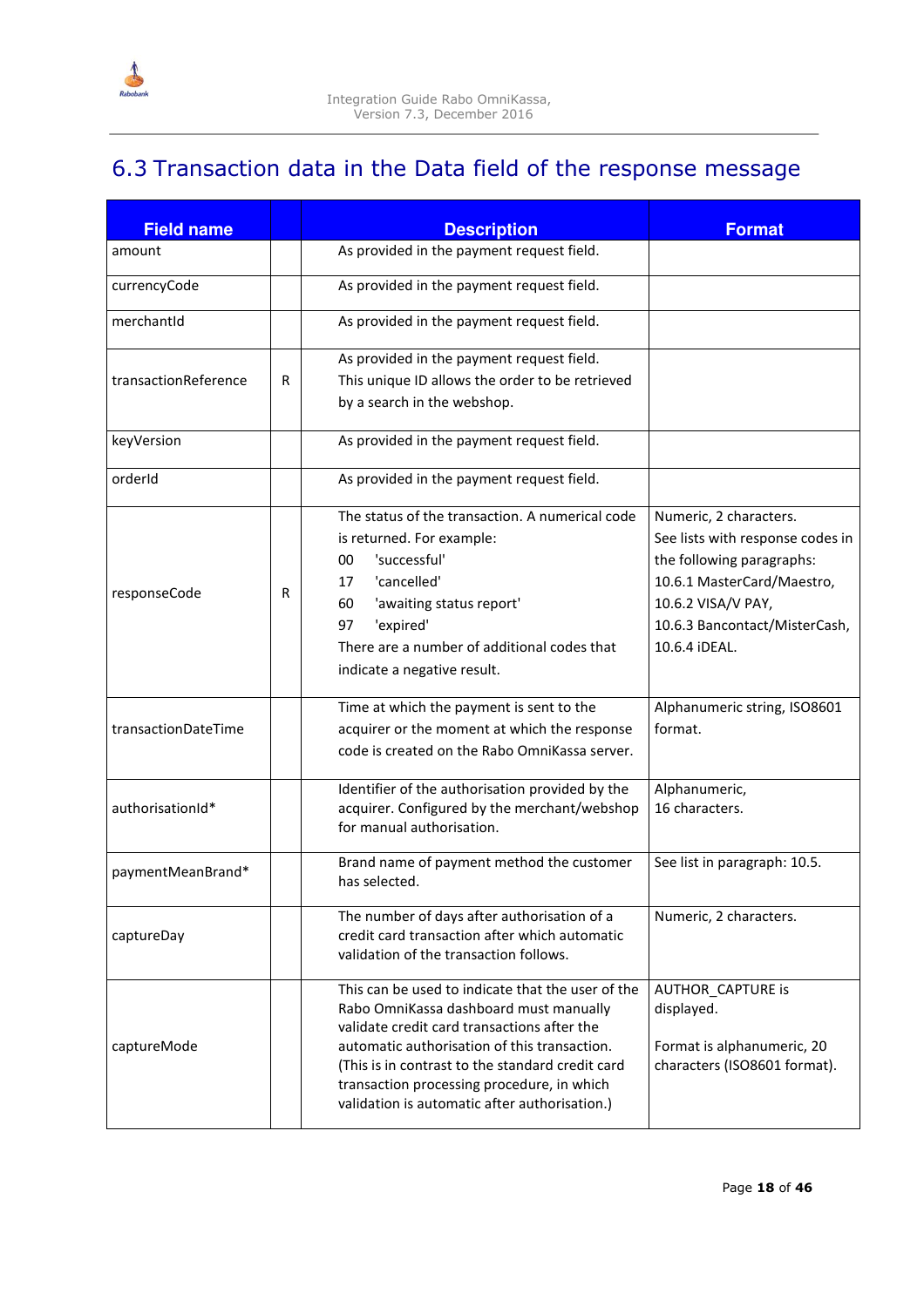## 6.3 Transaction data in the Data field of the response message

| Field name | | Description | Format |
|---|---|---|---|
| amount | | As provided in the payment request field. | |
| currencyCode | | As provided in the payment request field. | |
| merchantId | | As provided in the payment request field. | |
| transactionReference | R | As provided in the payment request field. This unique ID allows the order to be retrieved by a search in the webshop. | |
| keyVersion | | As provided in the payment request field. | |
| orderId | | As provided in the payment request field. | |
| responseCode | R | The status of the transaction. A numerical code is returned. For example:<br>00 'successful'<br>17 'cancelled'<br>60 'awaiting status report'<br>97 'expired'<br>There are a number of additional codes that indicate a negative result. | Numeric, 2 characters. See lists with response codes in the following paragraphs: 10.6.1 MasterCard/Maestro, 10.6.2 VISA/V PAY, 10.6.3 Bancontact/MisterCash, 10.6.4 iDEAL. |
| transactionDateTime | | Time at which the payment is sent to the acquirer or the moment at which the response code is created on the Rabo OmniKassa server. | Alphanumeric string, ISO8601 format. |
| authorisationId* | | Identifier of the authorisation provided by the acquirer. Configured by the merchant/webshop for manual authorisation. | Alphanumeric, 16 characters. |
| paymentMeanBrand* | | Brand name of payment method the customer has selected. | See list in paragraph: 10.5. |
| captureDay | | The number of days after authorisation of a credit card transaction after which automatic validation of the transaction follows. | Numeric, 2 characters. |
| captureMode | | This can be used to indicate that the user of the Rabo OmniKassa dashboard must manually validate credit card transactions after the automatic authorisation of this transaction. (This is in contrast to the standard credit card transaction processing procedure, in which validation is automatic after authorisation.) | AUTHOR_CAPTURE is displayed.<br><br>Format is alphanumeric, 20 characters (ISO8601 format). |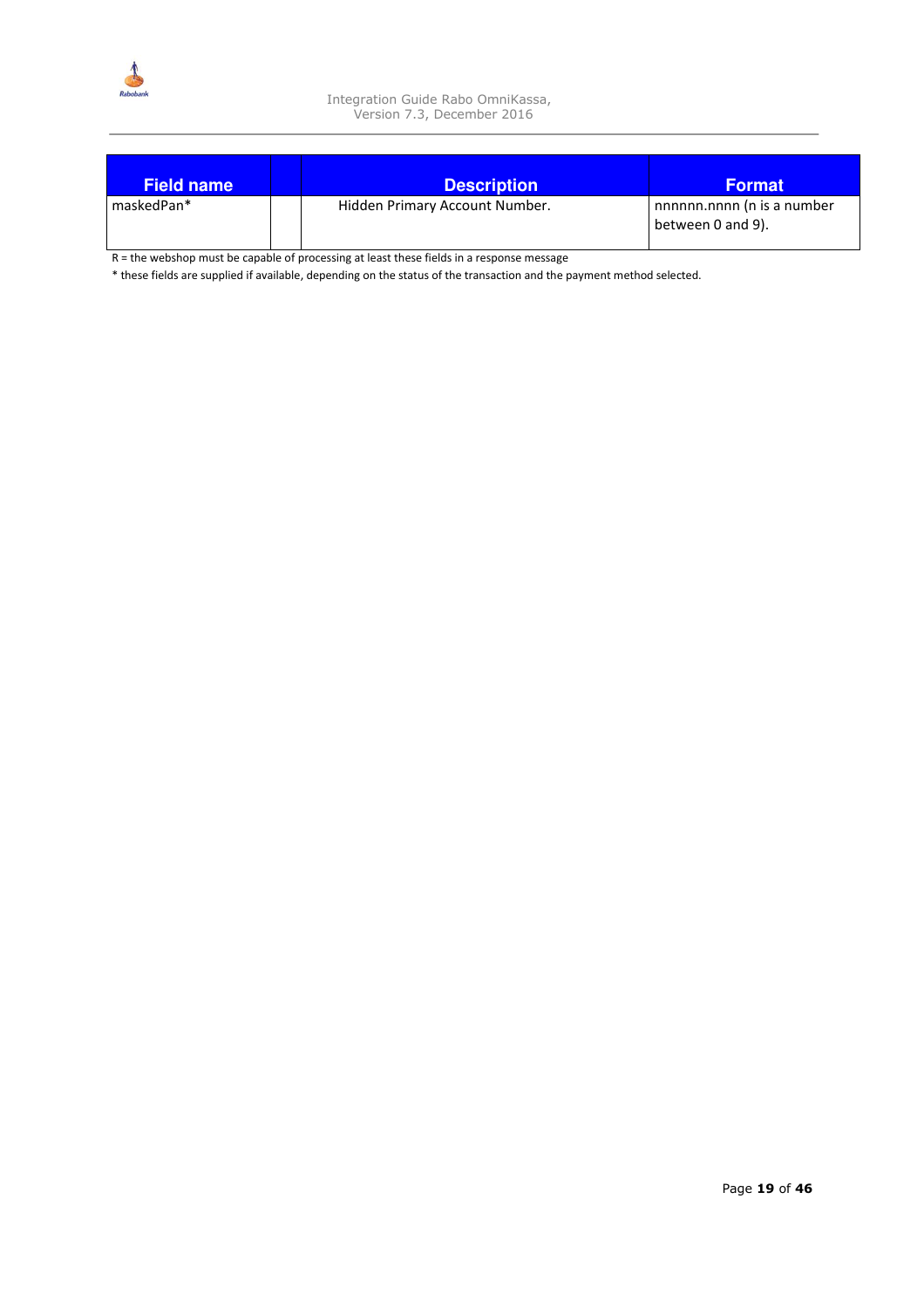| Field name | | Description | Format |
|---|---|---|---|
| maskedPan* | | Hidden Primary Account Number. | nnnnnn.nnnn (n is a number between 0 and 9). |

R = the webshop must be capable of processing at least these fields in a response message

* these fields are supplied if available, depending on the status of the transaction and the payment method selected.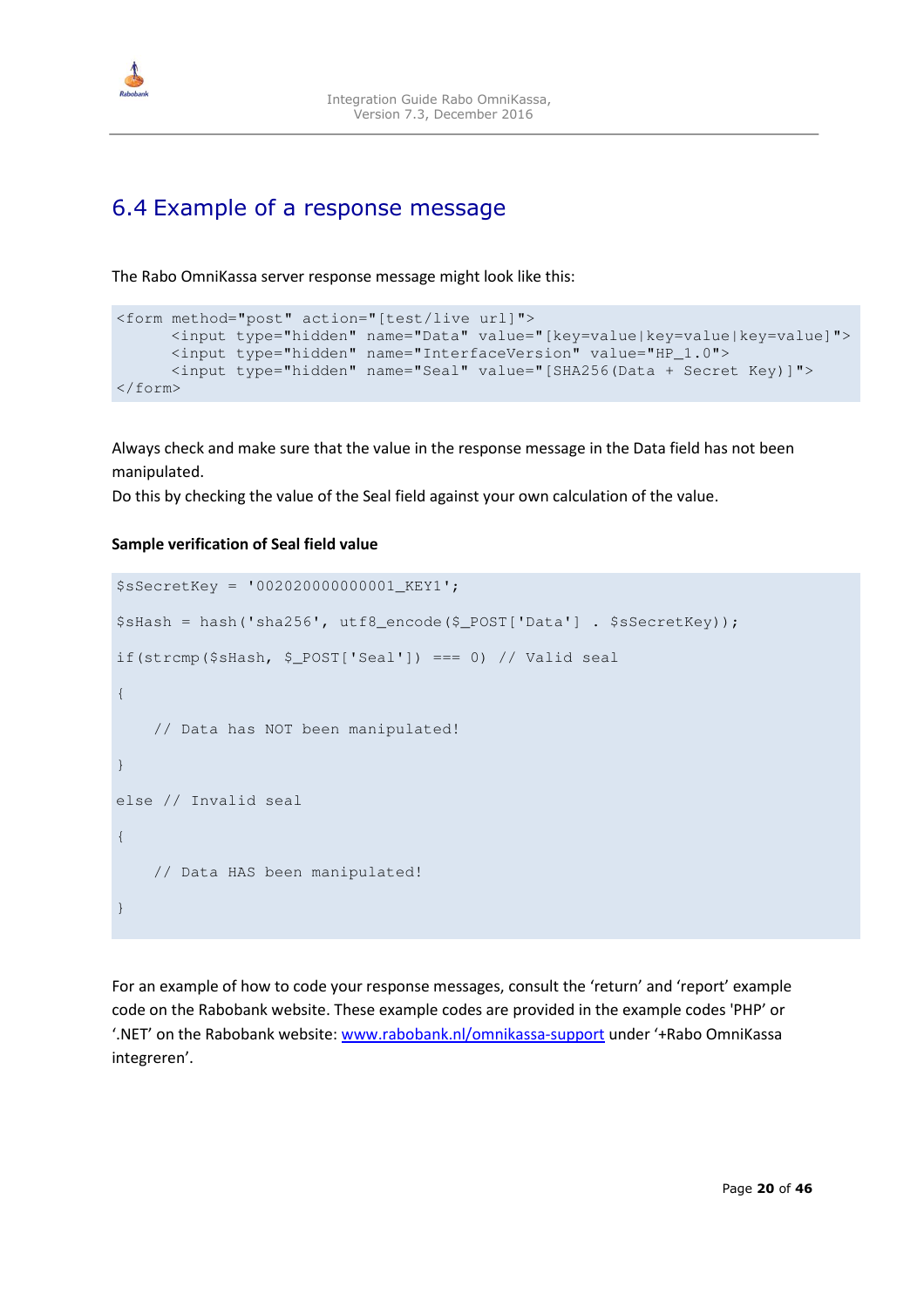## 6.4 Example of a response message

The Rabo OmniKassa server response message might look like this:

```
<form method="post" action="[test/live url]">
      <input type="hidden" name="Data" value="[key=value|key=value|key=value]">
      <input type="hidden" name="InterfaceVersion" value="HP_1.0">
      <input type="hidden" name="Seal" value="[SHA256(Data + Secret Key)]">
</form>
```

Always check and make sure that the value in the response message in the Data field has not been manipulated.
Do this by checking the value of the Seal field against your own calculation of the value.

**Sample verification of Seal field value**

```
$sSecretKey = '002020000000001_KEY1';

$sHash = hash('sha256', utf8_encode($_POST['Data'] . $sSecretKey));

if(strcmp($sHash, $_POST['Seal']) === 0) // Valid seal

{

    // Data has NOT been manipulated!

}

else // Invalid seal

{

    // Data HAS been manipulated!

}
```

For an example of how to code your response messages, consult the 'return' and 'report' example code on the Rabobank website. These example codes are provided in the example codes 'PHP' or '.NET' on the Rabobank website: [www.rabobank.nl/omnikassa-support](www.rabobank.nl/omnikassa-support) under '+Rabo OmniKassa integreren'.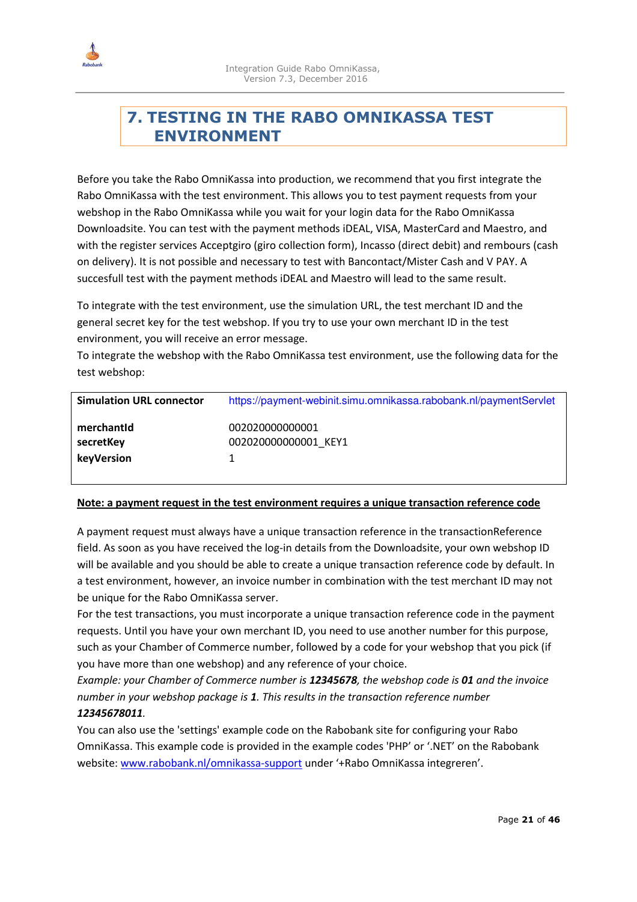# 7. TESTING IN THE RABO OMNIKASSA TEST ENVIRONMENT

Before you take the Rabo OmniKassa into production, we recommend that you first integrate the Rabo OmniKassa with the test environment. This allows you to test payment requests from your webshop in the Rabo OmniKassa while you wait for your login data for the Rabo OmniKassa Downloadsite. You can test with the payment methods iDEAL, VISA, MasterCard and Maestro, and with the register services Acceptgiro (giro collection form), Incasso (direct debit) and rembours (cash on delivery). It is not possible and necessary to test with Bancontact/Mister Cash and V PAY. A succesfull test with the payment methods iDEAL and Maestro will lead to the same result.

To integrate with the test environment, use the simulation URL, the test merchant ID and the general secret key for the test webshop. If you try to use your own merchant ID in the test environment, you will receive an error message.
To integrate the webshop with the Rabo OmniKassa test environment, use the following data for the test webshop:

| **Simulation URL connector** | https://payment-webinit.simu.omnikassa.rabobank.nl/paymentServlet |
|---|---|
| **merchantId** | 002020000000001 |
| **secretKey** | 002020000000001_KEY1 |
| **keyVersion** | 1 |

**Note: a payment request in the test environment requires a unique transaction reference code**

A payment request must always have a unique transaction reference in the transactionReference field. As soon as you have received the log-in details from the Downloadsite, your own webshop ID will be available and you should be able to create a unique transaction reference code by default. In a test environment, however, an invoice number in combination with the test merchant ID may not be unique for the Rabo OmniKassa server.
For the test transactions, you must incorporate a unique transaction reference code in the payment requests. Until you have your own merchant ID, you need to use another number for this purpose, such as your Chamber of Commerce number, followed by a code for your webshop that you pick (if you have more than one webshop) and any reference of your choice.
*Example: your Chamber of Commerce number is **12345678**, the webshop code is **01** and the invoice number in your webshop package is **1**. This results in the transaction reference number **12345678011**.*
You can also use the 'settings' example code on the Rabobank site for configuring your Rabo OmniKassa. This example code is provided in the example codes 'PHP' or '.NET' on the Rabobank website: www.rabobank.nl/omnikassa-support under '+Rabo OmniKassa integreren'.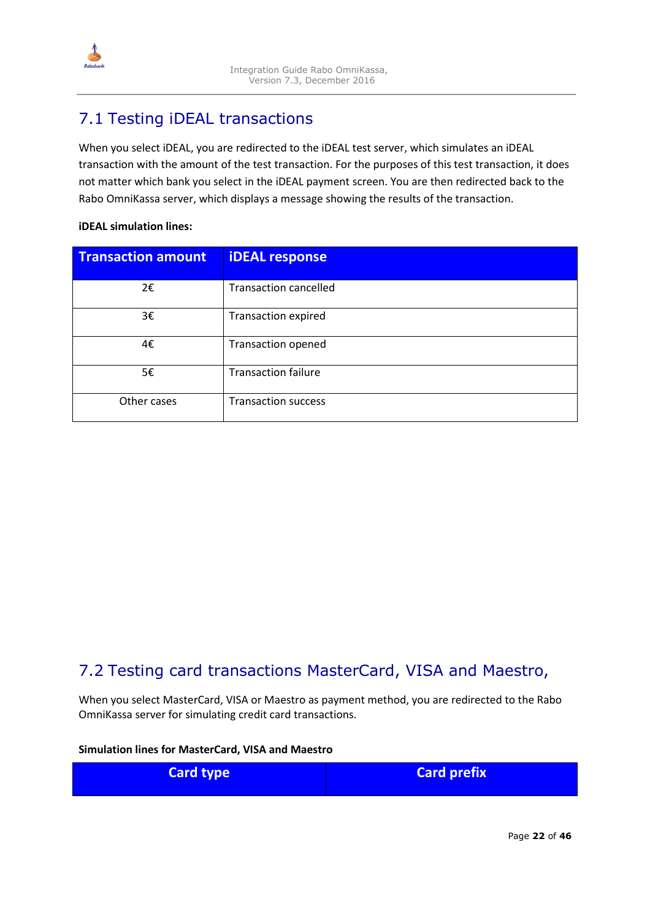## 7.1 Testing iDEAL transactions

When you select iDEAL, you are redirected to the iDEAL test server, which simulates an iDEAL transaction with the amount of the test transaction. For the purposes of this test transaction, it does not matter which bank you select in the iDEAL payment screen. You are then redirected back to the Rabo OmniKassa server, which displays a message showing the results of the transaction.

**iDEAL simulation lines:**

| Transaction amount | iDEAL response |
|---|---|
| 2€ | Transaction cancelled |
| 3€ | Transaction expired |
| 4€ | Transaction opened |
| 5€ | Transaction failure |
| Other cases | Transaction success |

## 7.2 Testing card transactions MasterCard, VISA and Maestro,

When you select MasterCard, VISA or Maestro as payment method, you are redirected to the Rabo OmniKassa server for simulating credit card transactions.

**Simulation lines for MasterCard, VISA and Maestro**

| Card type | Card prefix |
|---|---|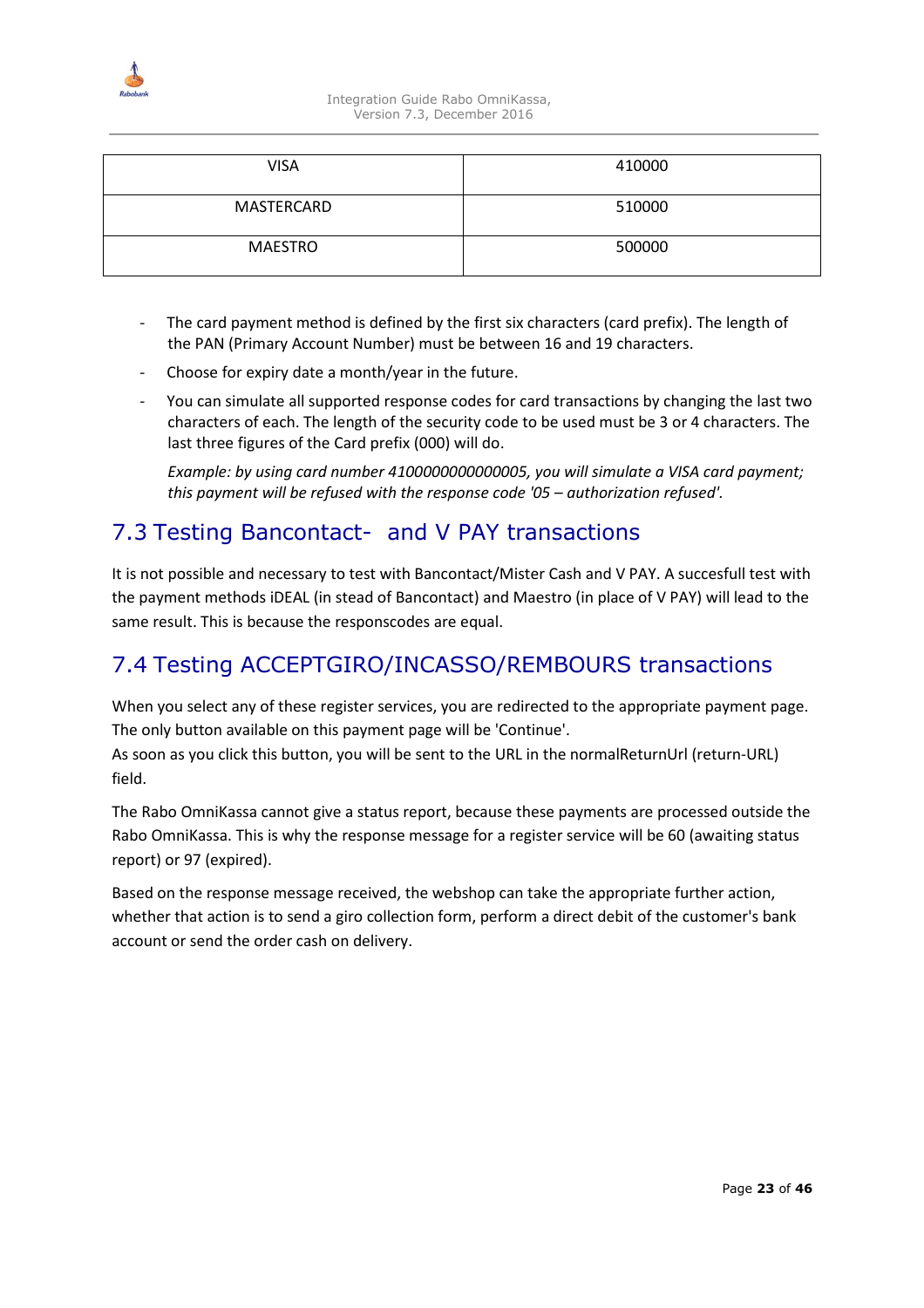| VISA | 410000 |
| --- | --- |
| MASTERCARD | 510000 |
| MAESTRO | 500000 |

- The card payment method is defined by the first six characters (card prefix). The length of the PAN (Primary Account Number) must be between 16 and 19 characters.
- Choose for expiry date a month/year in the future.
- You can simulate all supported response codes for card transactions by changing the last two characters of each. The length of the security code to be used must be 3 or 4 characters. The last three figures of the Card prefix (000) will do.

  *Example: by using card number 4100000000000005, you will simulate a VISA card payment; this payment will be refused with the response code '05 – authorization refused'.*

## 7.3 Testing Bancontact- and V PAY transactions

It is not possible and necessary to test with Bancontact/Mister Cash and V PAY. A succesfull test with the payment methods iDEAL (in stead of Bancontact) and Maestro (in place of V PAY) will lead to the same result. This is because the responscodes are equal.

## 7.4 Testing ACCEPTGIRO/INCASSO/REMBOURS transactions

When you select any of these register services, you are redirected to the appropriate payment page. The only button available on this payment page will be 'Continue'.
As soon as you click this button, you will be sent to the URL in the normalReturnUrl (return-URL) field.

The Rabo OmniKassa cannot give a status report, because these payments are processed outside the Rabo OmniKassa. This is why the response message for a register service will be 60 (awaiting status report) or 97 (expired).

Based on the response message received, the webshop can take the appropriate further action, whether that action is to send a giro collection form, perform a direct debit of the customer's bank account or send the order cash on delivery.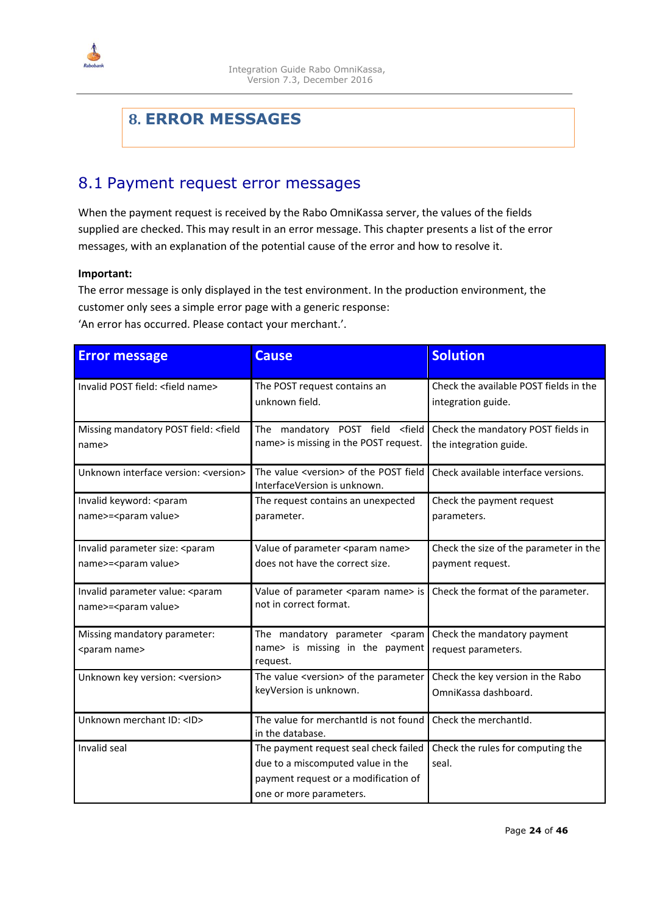# 8. ERROR MESSAGES

## 8.1 Payment request error messages

When the payment request is received by the Rabo OmniKassa server, the values of the fields supplied are checked. This may result in an error message. This chapter presents a list of the error messages, with an explanation of the potential cause of the error and how to resolve it.

**Important:**
The error message is only displayed in the test environment. In the production environment, the customer only sees a simple error page with a generic response:
'An error has occurred. Please contact your merchant.'.

| Error message | Cause | Solution |
| --- | --- | --- |
| Invalid POST field: <field name> | The POST request contains an unknown field. | Check the available POST fields in the integration guide. |
| Missing mandatory POST field: <field name> | The mandatory POST field <field name> is missing in the POST request. | Check the mandatory POST fields in the integration guide. |
| Unknown interface version: <version> | The value <version> of the POST field InterfaceVersion is unknown. | Check available interface versions. |
| Invalid keyword: <param name>=<param value> | The request contains an unexpected parameter. | Check the payment request parameters. |
| Invalid parameter size: <param name>=<param value> | Value of parameter <param name> does not have the correct size. | Check the size of the parameter in the payment request. |
| Invalid parameter value: <param name>=<param value> | Value of parameter <param name> is not in correct format. | Check the format of the parameter. |
| Missing mandatory parameter: <param name> | The mandatory parameter <param name> is missing in the payment request. | Check the mandatory payment request parameters. |
| Unknown key version: <version> | The value <version> of the parameter keyVersion is unknown. | Check the key version in the Rabo OmniKassa dashboard. |
| Unknown merchant ID: <ID> | The value for merchantId is not found in the database. | Check the merchantId. |
| Invalid seal | The payment request seal check failed due to a miscomputed value in the payment request or a modification of one or more parameters. | Check the rules for computing the seal. |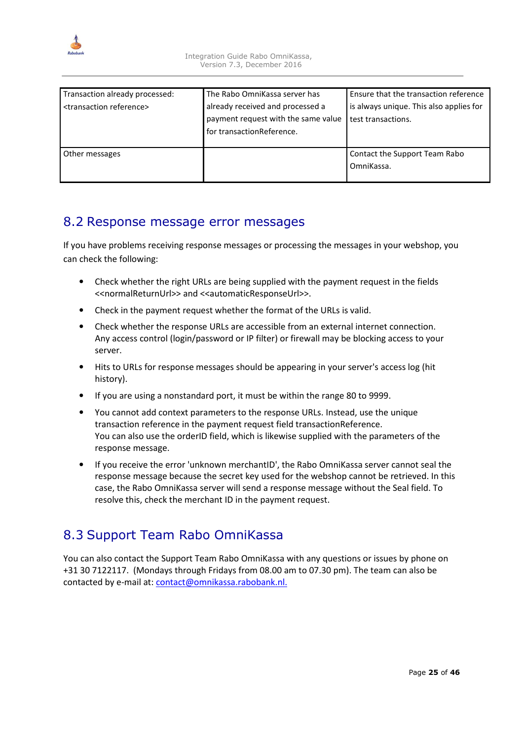| Transaction already processed: <transaction reference> | The Rabo OmniKassa server has already received and processed a payment request with the same value for transactionReference. | Ensure that the transaction reference is always unique. This also applies for test transactions. |
|---|---|---|
| Other messages | | Contact the Support Team Rabo OmniKassa. |

## 8.2 Response message error messages

If you have problems receiving response messages or processing the messages in your webshop, you can check the following:

- Check whether the right URLs are being supplied with the payment request in the fields <<normalReturnUrl>> and <<automaticResponseUrl>>.
- Check in the payment request whether the format of the URLs is valid.
- Check whether the response URLs are accessible from an external internet connection. Any access control (login/password or IP filter) or firewall may be blocking access to your server.
- Hits to URLs for response messages should be appearing in your server's access log (hit history).
- If you are using a nonstandard port, it must be within the range 80 to 9999.
- You cannot add context parameters to the response URLs. Instead, use the unique transaction reference in the payment request field transactionReference.
  You can also use the orderID field, which is likewise supplied with the parameters of the response message.
- If you receive the error 'unknown merchantID', the Rabo OmniKassa server cannot seal the response message because the secret key used for the webshop cannot be retrieved. In this case, the Rabo OmniKassa server will send a response message without the Seal field. To resolve this, check the merchant ID in the payment request.

## 8.3 Support Team Rabo OmniKassa

You can also contact the Support Team Rabo OmniKassa with any questions or issues by phone on +31 30 7122117. (Mondays through Fridays from 08.00 am to 07.30 pm). The team can also be contacted by e-mail at: contact@omnikassa.rabobank.nl.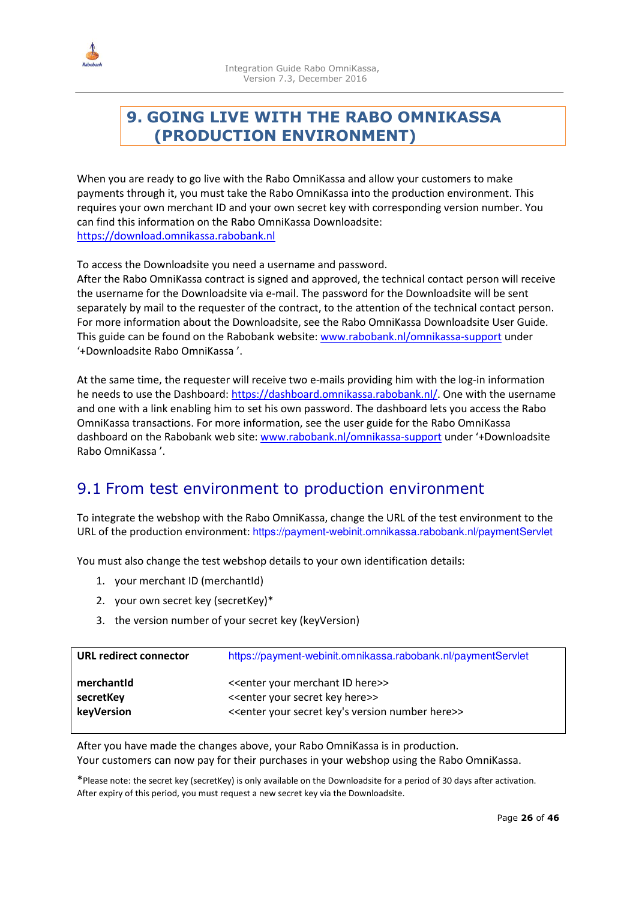# 9. GOING LIVE WITH THE RABO OMNIKASSA (PRODUCTION ENVIRONMENT)

When you are ready to go live with the Rabo OmniKassa and allow your customers to make payments through it, you must take the Rabo OmniKassa into the production environment. This requires your own merchant ID and your own secret key with corresponding version number. You can find this information on the Rabo OmniKassa Downloadsite: https://download.omnikassa.rabobank.nl

To access the Downloadsite you need a username and password.
After the Rabo OmniKassa contract is signed and approved, the technical contact person will receive the username for the Downloadsite via e-mail. The password for the Downloadsite will be sent separately by mail to the requester of the contract, to the attention of the technical contact person. For more information about the Downloadsite, see the Rabo OmniKassa Downloadsite User Guide. This guide can be found on the Rabobank website: www.rabobank.nl/omnikassa-support under '+Downloadsite Rabo OmniKassa '.

At the same time, the requester will receive two e-mails providing him with the log-in information he needs to use the Dashboard: https://dashboard.omnikassa.rabobank.nl/. One with the username and one with a link enabling him to set his own password. The dashboard lets you access the Rabo OmniKassa transactions. For more information, see the user guide for the Rabo OmniKassa dashboard on the Rabobank web site: www.rabobank.nl/omnikassa-support under '+Downloadsite Rabo OmniKassa '.

## 9.1 From test environment to production environment

To integrate the webshop with the Rabo OmniKassa, change the URL of the test environment to the URL of the production environment: https://payment-webinit.omnikassa.rabobank.nl/paymentServlet

You must also change the test webshop details to your own identification details:

1. your merchant ID (merchantId)
2. your own secret key (secretKey)*
3. the version number of your secret key (keyVersion)

| **URL redirect connector** | https://payment-webinit.omnikassa.rabobank.nl/paymentServlet |
|---|---|
| **merchantId** | <<enter your merchant ID here>> |
| **secretKey** | <<enter your secret key here>> |
| **keyVersion** | <<enter your secret key's version number here>> |

After you have made the changes above, your Rabo OmniKassa is in production.
Your customers can now pay for their purchases in your webshop using the Rabo OmniKassa.

*Please note: the secret key (secretKey) is only available on the Downloadsite for a period of 30 days after activation. After expiry of this period, you must request a new secret key via the Downloadsite.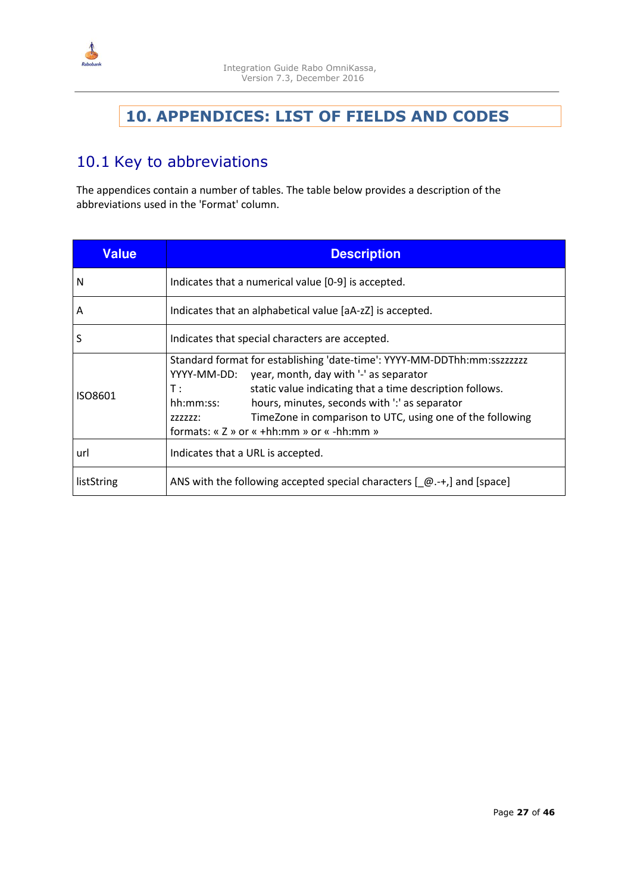# 10. APPENDICES: LIST OF FIELDS AND CODES

## 10.1 Key to abbreviations

The appendices contain a number of tables. The table below provides a description of the abbreviations used in the 'Format' column.

| Value | Description |
|---|---|
| N | Indicates that a numerical value [0-9] is accepted. |
| A | Indicates that an alphabetical value [aA-zZ] is accepted. |
| S | Indicates that special characters are accepted. |
| ISO8601 | Standard format for establishing 'date-time': YYYY-MM-DDThh:mm:sszzzzzz<br>YYYY-MM-DD: year, month, day with '-' as separator<br>T : static value indicating that a time description follows.<br>hh:mm:ss: hours, minutes, seconds with ':' as separator<br>zzzzzz: TimeZone in comparison to UTC, using one of the following formats: « Z » or « +hh:mm » or « -hh:mm » |
| url | Indicates that a URL is accepted. |
| listString | ANS with the following accepted special characters [_@.-+,] and [space] |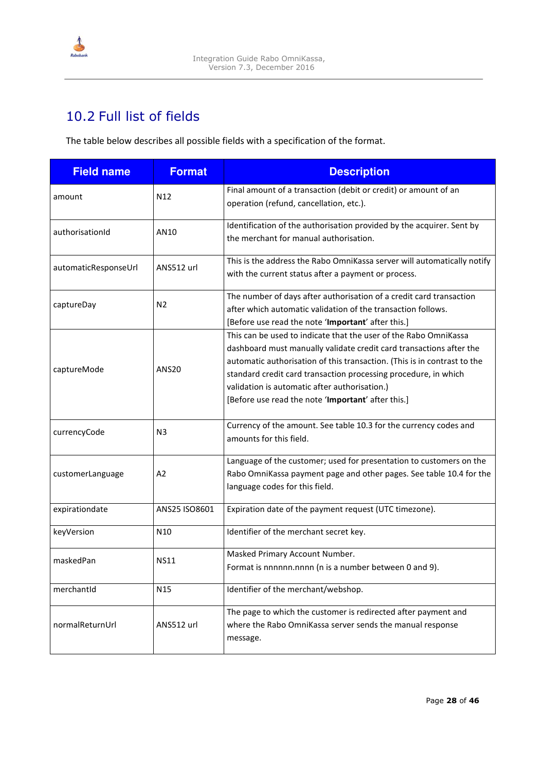## 10.2 Full list of fields

The table below describes all possible fields with a specification of the format.

| Field name | Format | Description |
|---|---|---|
| amount | N12 | Final amount of a transaction (debit or credit) or amount of an operation (refund, cancellation, etc.). |
| authorisationId | AN10 | Identification of the authorisation provided by the acquirer. Sent by the merchant for manual authorisation. |
| automaticResponseUrl | ANS512 url | This is the address the Rabo OmniKassa server will automatically notify with the current status after a payment or process. |
| captureDay | N2 | The number of days after authorisation of a credit card transaction after which automatic validation of the transaction follows. [Before use read the note '**Important**' after this.] |
| captureMode | ANS20 | This can be used to indicate that the user of the Rabo OmniKassa dashboard must manually validate credit card transactions after the automatic authorisation of this transaction. (This is in contrast to the standard credit card transaction processing procedure, in which validation is automatic after authorisation.) [Before use read the note '**Important**' after this.] |
| currencyCode | N3 | Currency of the amount. See table 10.3 for the currency codes and amounts for this field. |
| customerLanguage | A2 | Language of the customer; used for presentation to customers on the Rabo OmniKassa payment page and other pages. See table 10.4 for the language codes for this field. |
| expirationdate | ANS25 ISO8601 | Expiration date of the payment request (UTC timezone). |
| keyVersion | N10 | Identifier of the merchant secret key. |
| maskedPan | NS11 | Masked Primary Account Number. Format is nnnnnn.nnnn (n is a number between 0 and 9). |
| merchantId | N15 | Identifier of the merchant/webshop. |
| normalReturnUrl | ANS512 url | The page to which the customer is redirected after payment and where the Rabo OmniKassa server sends the manual response message. |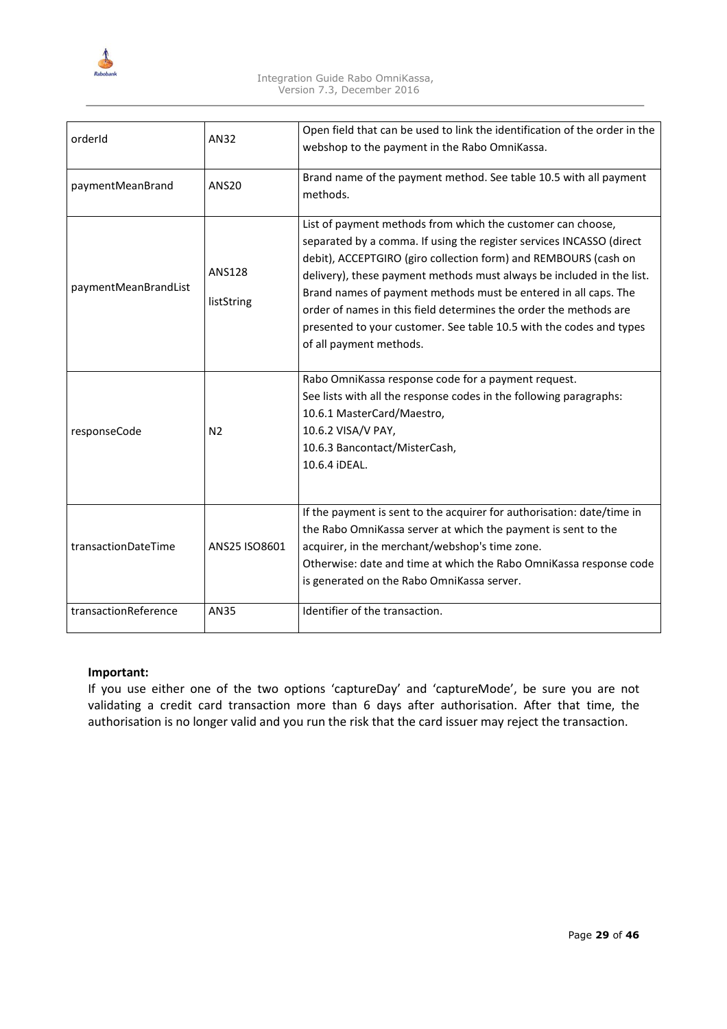| | | |
|---|---|---|
| orderId | AN32 | Open field that can be used to link the identification of the order in the webshop to the payment in the Rabo OmniKassa. |
| paymentMeanBrand | ANS20 | Brand name of the payment method. See table 10.5 with all payment methods. |
| paymentMeanBrandList | ANS128<br>listString | List of payment methods from which the customer can choose, separated by a comma. If using the register services INCASSO (direct debit), ACCEPTGIRO (giro collection form) and REMBOURS (cash on delivery), these payment methods must always be included in the list. Brand names of payment methods must be entered in all caps. The order of names in this field determines the order the methods are presented to your customer. See table 10.5 with the codes and types of all payment methods. |
| responseCode | N2 | Rabo OmniKassa response code for a payment request.<br>See lists with all the response codes in the following paragraphs:<br>10.6.1 MasterCard/Maestro,<br>10.6.2 VISA/V PAY,<br>10.6.3 Bancontact/MisterCash,<br>10.6.4 iDEAL. |
| transactionDateTime | ANS25 ISO8601 | If the payment is sent to the acquirer for authorisation: date/time in the Rabo OmniKassa server at which the payment is sent to the acquirer, in the merchant/webshop's time zone.<br>Otherwise: date and time at which the Rabo OmniKassa response code is generated on the Rabo OmniKassa server. |
| transactionReference | AN35 | Identifier of the transaction. |

**Important:**
If you use either one of the two options 'captureDay' and 'captureMode', be sure you are not validating a credit card transaction more than 6 days after authorisation. After that time, the authorisation is no longer valid and you run the risk that the card issuer may reject the transaction.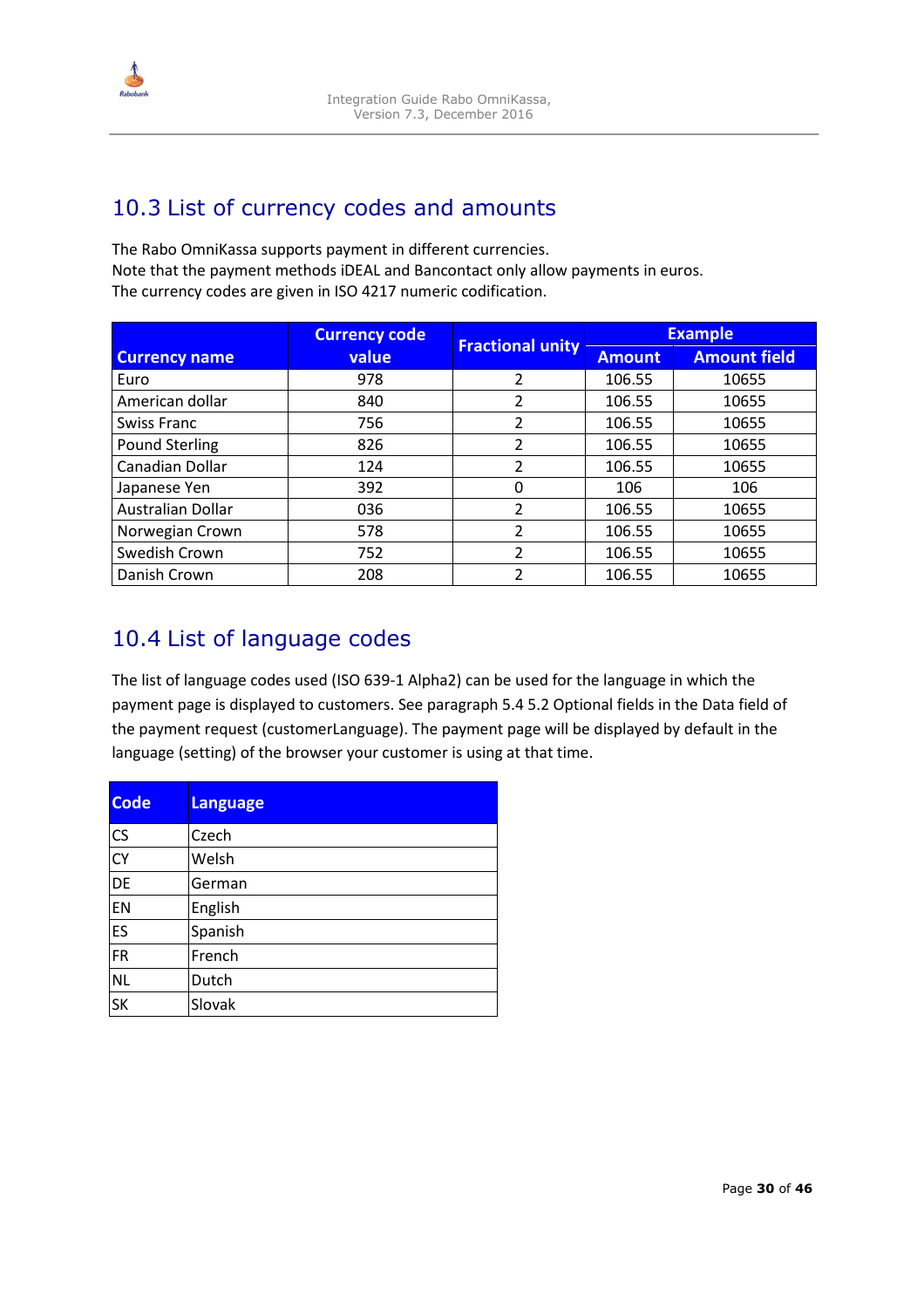## 10.3 List of currency codes and amounts

The Rabo OmniKassa supports payment in different currencies.
Note that the payment methods iDEAL and Bancontact only allow payments in euros.
The currency codes are given in ISO 4217 numeric codification.

| Currency name | Currency code value | Fractional unity | Example | |
|---|---|---|---|---|
| | | | Amount | Amount field |
| Euro | 978 | 2 | 106.55 | 10655 |
| American dollar | 840 | 2 | 106.55 | 10655 |
| Swiss Franc | 756 | 2 | 106.55 | 10655 |
| Pound Sterling | 826 | 2 | 106.55 | 10655 |
| Canadian Dollar | 124 | 2 | 106.55 | 10655 |
| Japanese Yen | 392 | 0 | 106 | 106 |
| Australian Dollar | 036 | 2 | 106.55 | 10655 |
| Norwegian Crown | 578 | 2 | 106.55 | 10655 |
| Swedish Crown | 752 | 2 | 106.55 | 10655 |
| Danish Crown | 208 | 2 | 106.55 | 10655 |

## 10.4 List of language codes

The list of language codes used (ISO 639-1 Alpha2) can be used for the language in which the payment page is displayed to customers. See paragraph 5.4 5.2 Optional fields in the Data field of the payment request (customerLanguage). The payment page will be displayed by default in the language (setting) of the browser your customer is using at that time.

| Code | Language |
|---|---|
| CS | Czech |
| CY | Welsh |
| DE | German |
| EN | English |
| ES | Spanish |
| FR | French |
| NL | Dutch |
| SK | Slovak |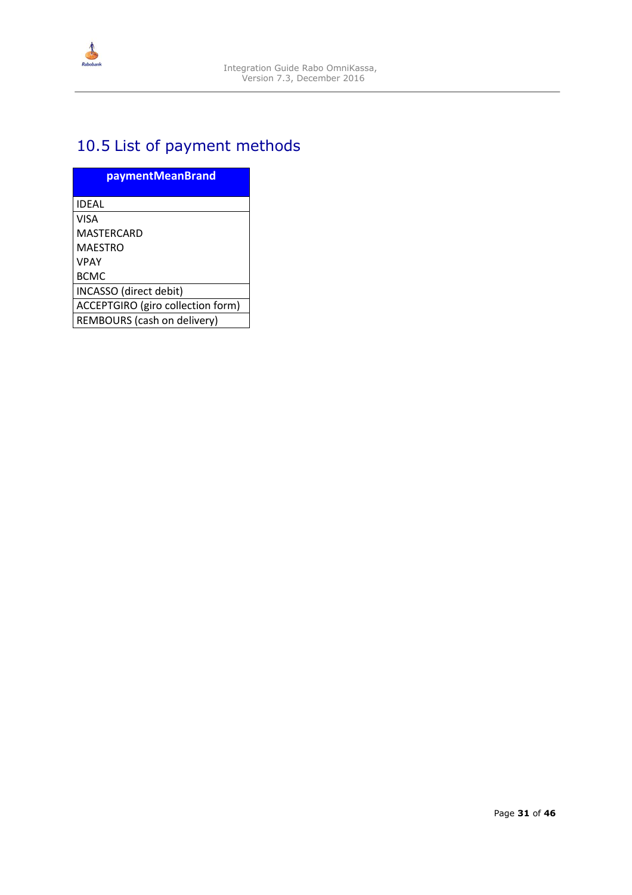## 10.5 List of payment methods

| paymentMeanBrand |
|---|
| IDEAL |
| VISA<br>MASTERCARD<br>MAESTRO<br>VPAY<br>BCMC |
| INCASSO (direct debit) |
| ACCEPTGIRO (giro collection form) |
| REMBOURS (cash on delivery) |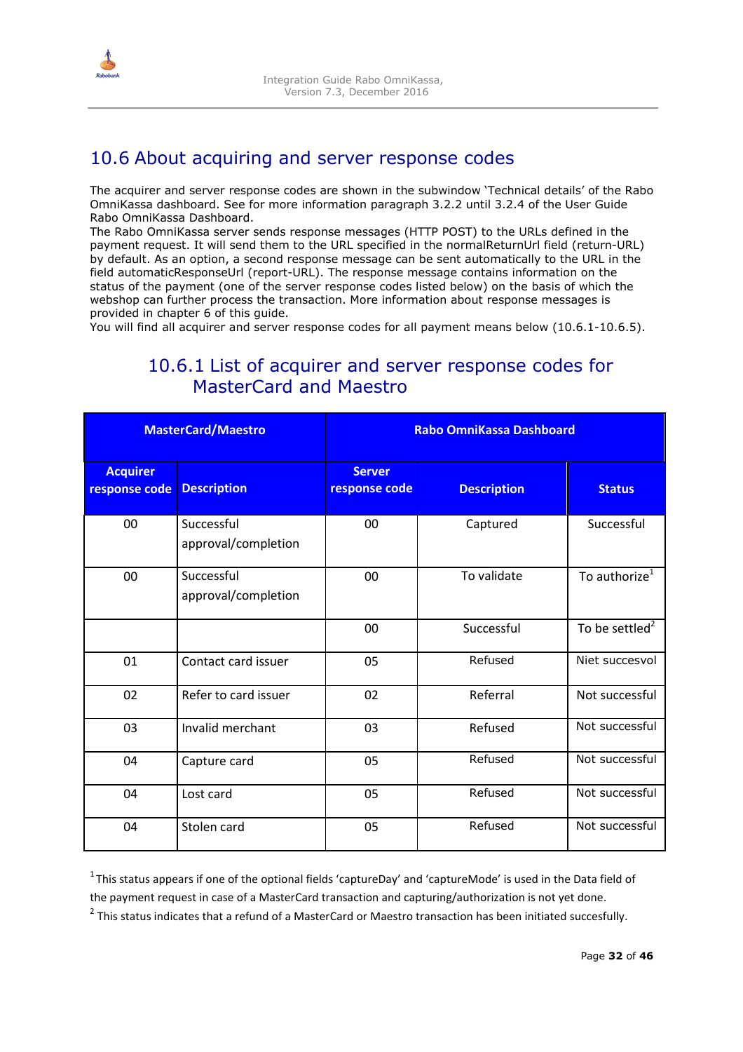## 10.6 About acquiring and server response codes

The acquirer and server response codes are shown in the subwindow 'Technical details' of the Rabo OmniKassa dashboard. See for more information paragraph 3.2.2 until 3.2.4 of the User Guide Rabo OmniKassa Dashboard.
The Rabo OmniKassa server sends response messages (HTTP POST) to the URLs defined in the payment request. It will send them to the URL specified in the normalReturnUrl field (return-URL) by default. As an option, a second response message can be sent automatically to the URL in the field automaticResponseUrl (report-URL). The response message contains information on the status of the payment (one of the server response codes listed below) on the basis of which the webshop can further process the transaction. More information about response messages is provided in chapter 6 of this guide.
You will find all acquirer and server response codes for all payment means below (10.6.1-10.6.5).

### 10.6.1 List of acquirer and server response codes for MasterCard and Maestro

| MasterCard/Maestro | | Rabo OmniKassa Dashboard | | |
|---|---|---|---|---|
| **Acquirer response code** | **Description** | **Server response code** | **Description** | **Status** |
| 00 | Successful approval/completion | 00 | Captured | Successful |
| 00 | Successful approval/completion | 00 | To validate | To authorize[1] |
| | | 00 | Successful | To be settled[2] |
| 01 | Contact card issuer | 05 | Refused | Niet succesvol |
| 02 | Refer to card issuer | 02 | Referral | Not successful |
| 03 | Invalid merchant | 03 | Refused | Not successful |
| 04 | Capture card | 05 | Refused | Not successful |
| 04 | Lost card | 05 | Refused | Not successful |
| 04 | Stolen card | 05 | Refused | Not successful |

[1] This status appears if one of the optional fields 'captureDay' and 'captureMode' is used in the Data field of the payment request in case of a MasterCard transaction and capturing/authorization is not yet done.

[2] This status indicates that a refund of a MasterCard or Maestro transaction has been initiated succesfully.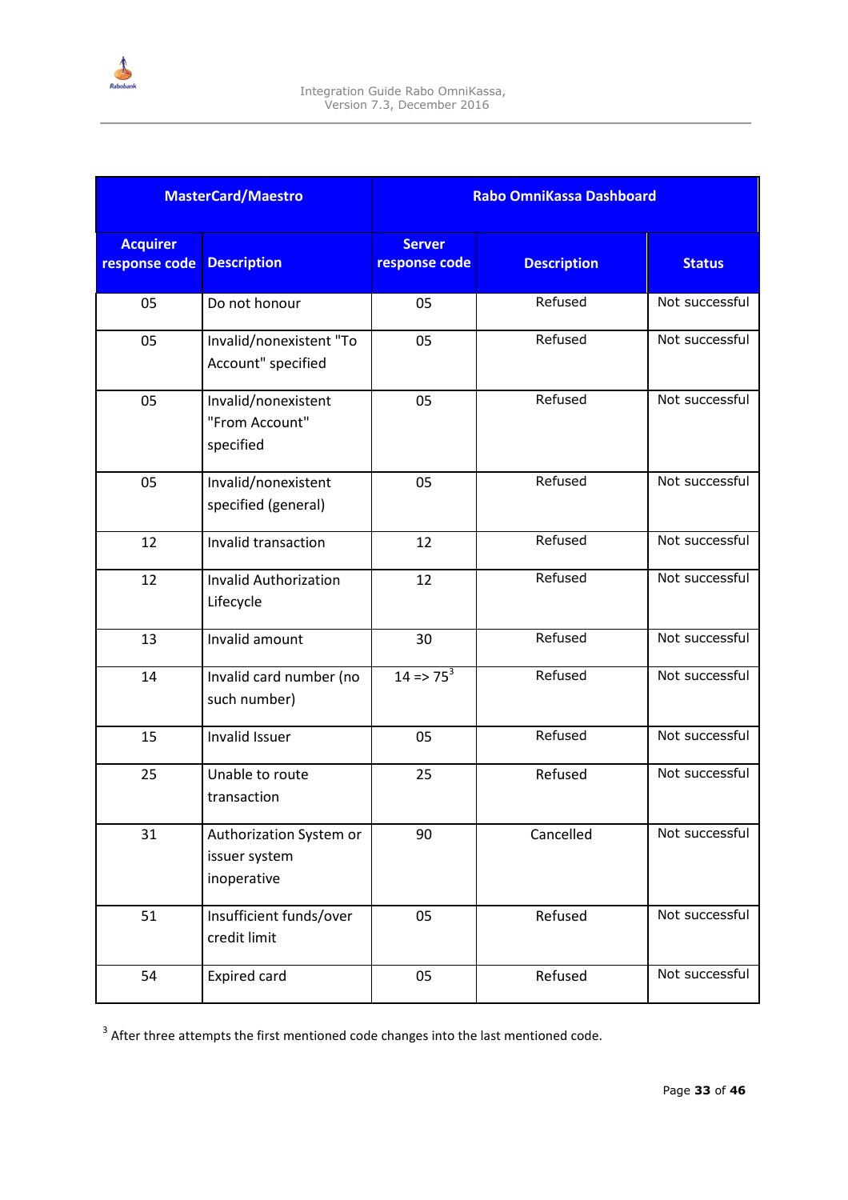| MasterCard/Maestro | | Rabo OmniKassa Dashboard | | |
|---|---|---|---|---|
| **Acquirer response code** | **Description** | **Server response code** | **Description** | **Status** |
| 05 | Do not honour | 05 | Refused | Not successful |
| 05 | Invalid/nonexistent "To Account" specified | 05 | Refused | Not successful |
| 05 | Invalid/nonexistent "From Account" specified | 05 | Refused | Not successful |
| 05 | Invalid/nonexistent specified (general) | 05 | Refused | Not successful |
| 12 | Invalid transaction | 12 | Refused | Not successful |
| 12 | Invalid Authorization Lifecycle | 12 | Refused | Not successful |
| 13 | Invalid amount | 30 | Refused | Not successful |
| 14 | Invalid card number (no such number) | 14 => 75[3] | Refused | Not successful |
| 15 | Invalid Issuer | 05 | Refused | Not successful |
| 25 | Unable to route transaction | 25 | Refused | Not successful |
| 31 | Authorization System or issuer system inoperative | 90 | Cancelled | Not successful |
| 51 | Insufficient funds/over credit limit | 05 | Refused | Not successful |
| 54 | Expired card | 05 | Refused | Not successful |

[3] After three attempts the first mentioned code changes into the last mentioned code.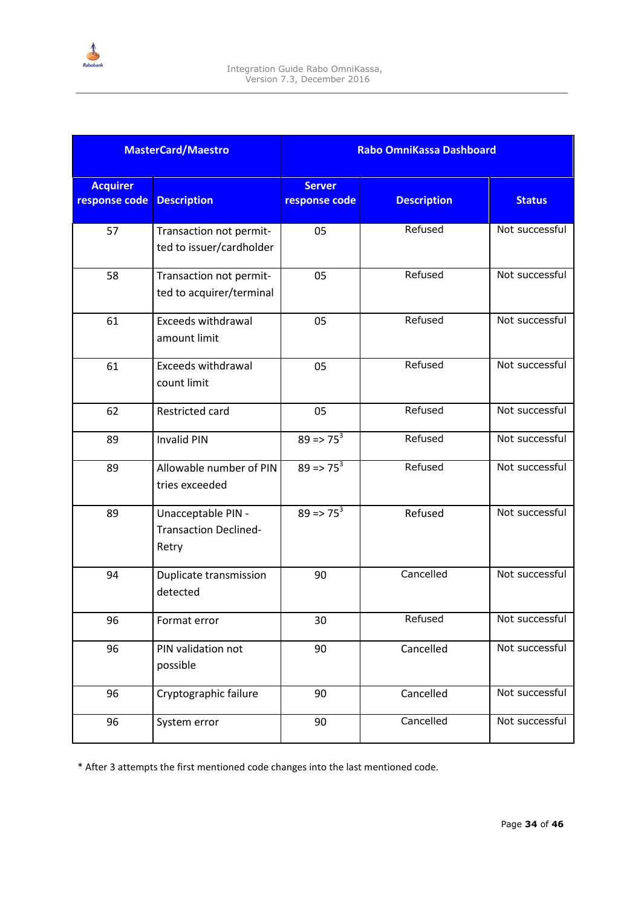| MasterCard/Maestro | | Rabo OmniKassa Dashboard | | |
|---|---|---|---|---|
| **Acquirer response code** | **Description** | **Server response code** | **Description** | **Status** |
| 57 | Transaction not permitted to issuer/cardholder | 05 | Refused | Not successful |
| 58 | Transaction not permitted to acquirer/terminal | 05 | Refused | Not successful |
| 61 | Exceeds withdrawal amount limit | 05 | Refused | Not successful |
| 61 | Exceeds withdrawal count limit | 05 | Refused | Not successful |
| 62 | Restricted card | 05 | Refused | Not successful |
| 89 | Invalid PIN | 89 => 75[3] | Refused | Not successful |
| 89 | Allowable number of PIN tries exceeded | 89 => 75[3] | Refused | Not successful |
| 89 | Unacceptable PIN - Transaction Declined-Retry | 89 => 75[3] | Refused | Not successful |
| 94 | Duplicate transmission detected | 90 | Cancelled | Not successful |
| 96 | Format error | 30 | Refused | Not successful |
| 96 | PIN validation not possible | 90 | Cancelled | Not successful |
| 96 | Cryptographic failure | 90 | Cancelled | Not successful |
| 96 | System error | 90 | Cancelled | Not successful |

* After 3 attempts the first mentioned code changes into the last mentioned code.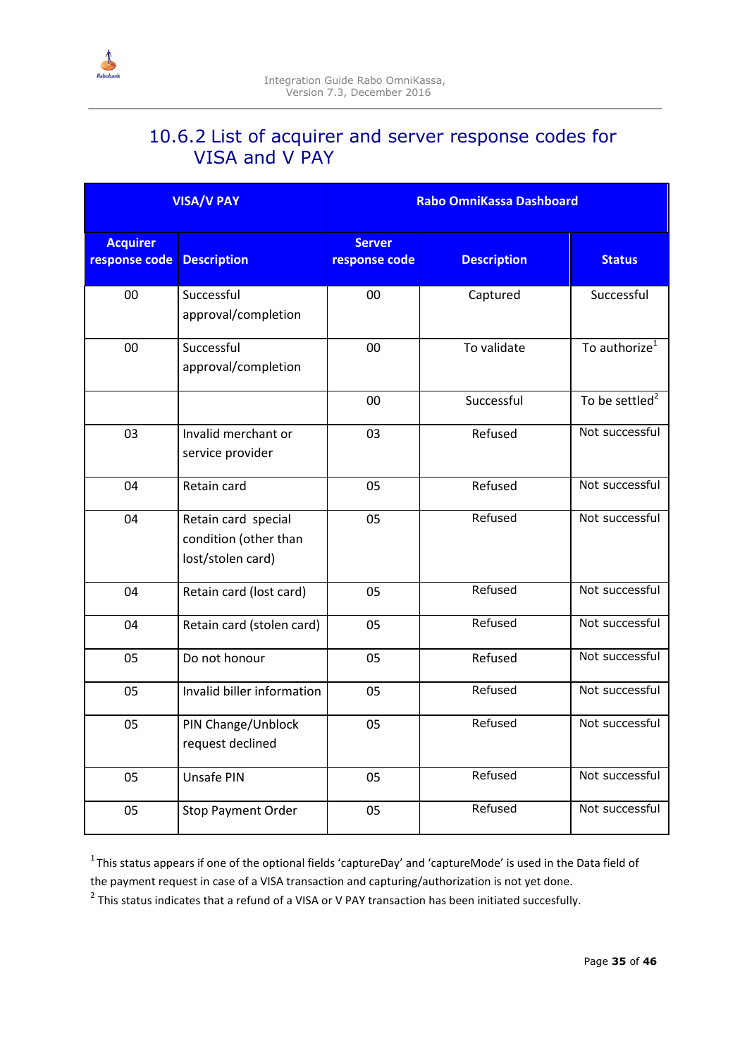## 10.6.2 List of acquirer and server response codes for VISA and V PAY

| VISA/V PAY | | Rabo OmniKassa Dashboard | | |
|---|---|---|---|---|
| **Acquirer response code** | **Description** | **Server response code** | **Description** | **Status** |
| 00 | Successful approval/completion | 00 | Captured | Successful |
| 00 | Successful approval/completion | 00 | To validate | To authorize[1] |
| | | 00 | Successful | To be settled[2] |
| 03 | Invalid merchant or service provider | 03 | Refused | Not successful |
| 04 | Retain card | 05 | Refused | Not successful |
| 04 | Retain card special condition (other than lost/stolen card) | 05 | Refused | Not successful |
| 04 | Retain card (lost card) | 05 | Refused | Not successful |
| 04 | Retain card (stolen card) | 05 | Refused | Not successful |
| 05 | Do not honour | 05 | Refused | Not successful |
| 05 | Invalid biller information | 05 | Refused | Not successful |
| 05 | PIN Change/Unblock request declined | 05 | Refused | Not successful |
| 05 | Unsafe PIN | 05 | Refused | Not successful |
| 05 | Stop Payment Order | 05 | Refused | Not successful |

[1] This status appears if one of the optional fields 'captureDay' and 'captureMode' is used in the Data field of the payment request in case of a VISA transaction and capturing/authorization is not yet done.

[2] This status indicates that a refund of a VISA or V PAY transaction has been initiated succesfully.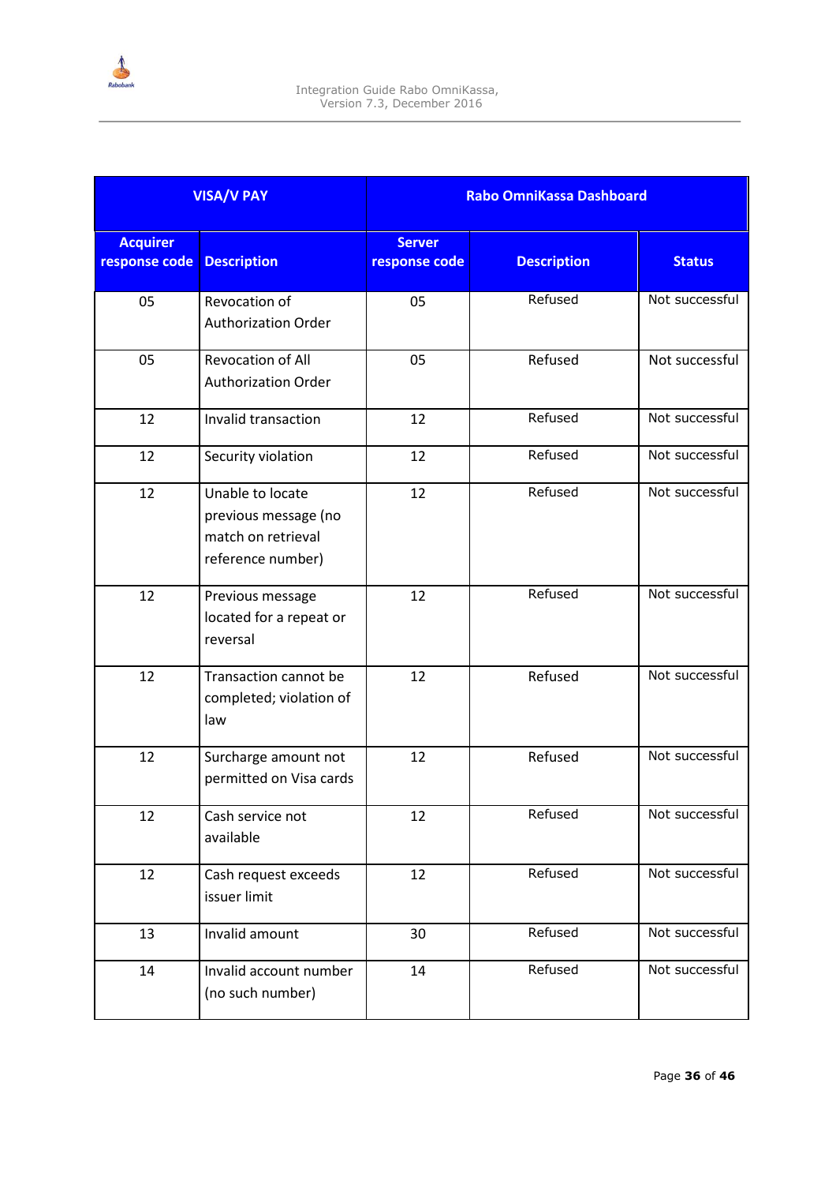| VISA/V PAY | | Rabo OmniKassa Dashboard | | |
|---|---|---|---|---|
| **Acquirer response code** | **Description** | **Server response code** | **Description** | **Status** |
| 05 | Revocation of Authorization Order | 05 | Refused | Not successful |
| 05 | Revocation of All Authorization Order | 05 | Refused | Not successful |
| 12 | Invalid transaction | 12 | Refused | Not successful |
| 12 | Security violation | 12 | Refused | Not successful |
| 12 | Unable to locate previous message (no match on retrieval reference number) | 12 | Refused | Not successful |
| 12 | Previous message located for a repeat or reversal | 12 | Refused | Not successful |
| 12 | Transaction cannot be completed; violation of law | 12 | Refused | Not successful |
| 12 | Surcharge amount not permitted on Visa cards | 12 | Refused | Not successful |
| 12 | Cash service not available | 12 | Refused | Not successful |
| 12 | Cash request exceeds issuer limit | 12 | Refused | Not successful |
| 13 | Invalid amount | 30 | Refused | Not successful |
| 14 | Invalid account number (no such number) | 14 | Refused | Not successful |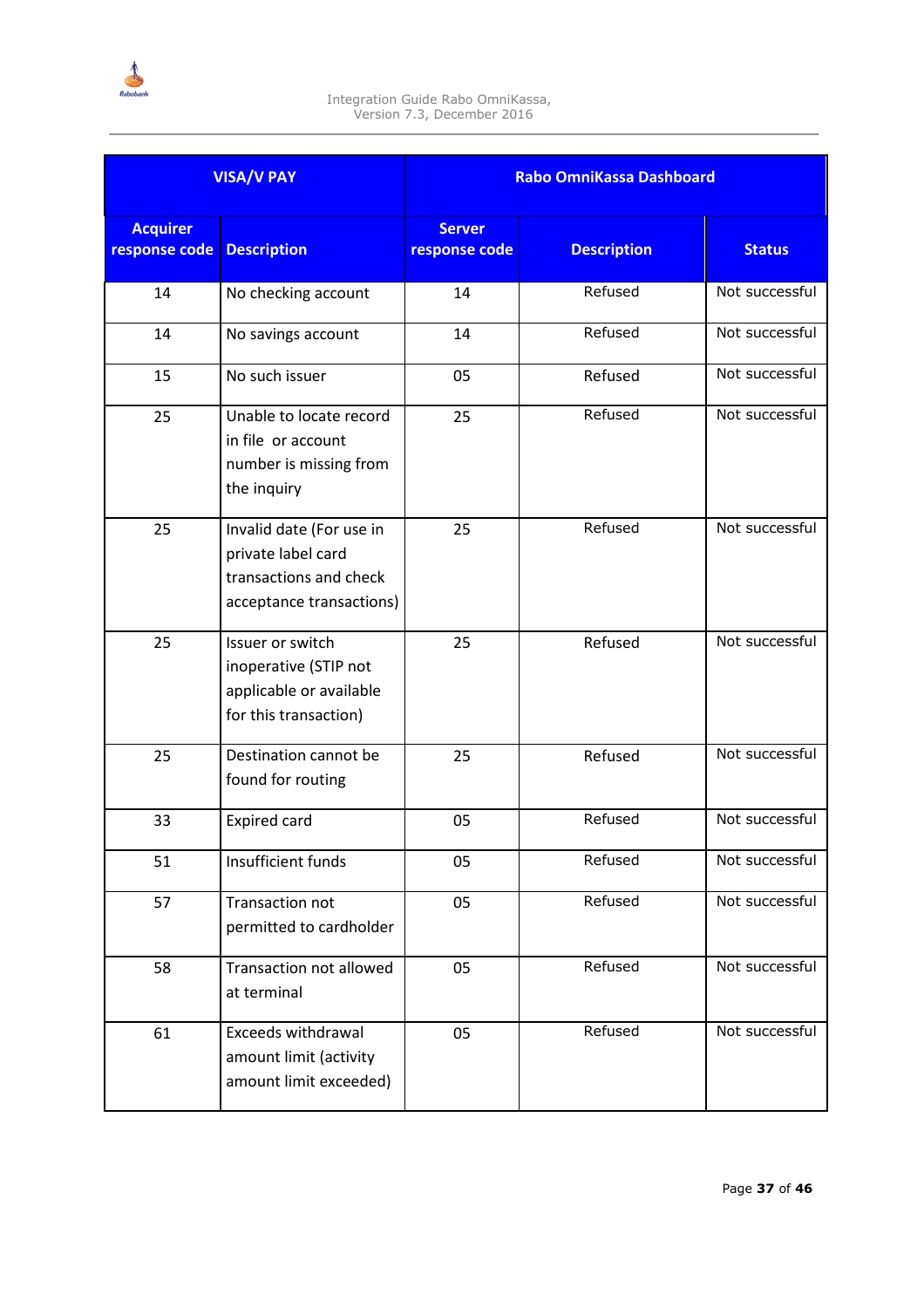| VISA/V PAY | | Rabo OmniKassa Dashboard | | |
|---|---|---|---|---|
| Acquirer response code | Description | Server response code | Description | Status |
| 14 | No checking account | 14 | Refused | Not successful |
| 14 | No savings account | 14 | Refused | Not successful |
| 15 | No such issuer | 05 | Refused | Not successful |
| 25 | Unable to locate record in file or account number is missing from the inquiry | 25 | Refused | Not successful |
| 25 | Invalid date (For use in private label card transactions and check acceptance transactions) | 25 | Refused | Not successful |
| 25 | Issuer or switch inoperative (STIP not applicable or available for this transaction) | 25 | Refused | Not successful |
| 25 | Destination cannot be found for routing | 25 | Refused | Not successful |
| 33 | Expired card | 05 | Refused | Not successful |
| 51 | Insufficient funds | 05 | Refused | Not successful |
| 57 | Transaction not permitted to cardholder | 05 | Refused | Not successful |
| 58 | Transaction not allowed at terminal | 05 | Refused | Not successful |
| 61 | Exceeds withdrawal amount limit (activity amount limit exceeded) | 05 | Refused | Not successful |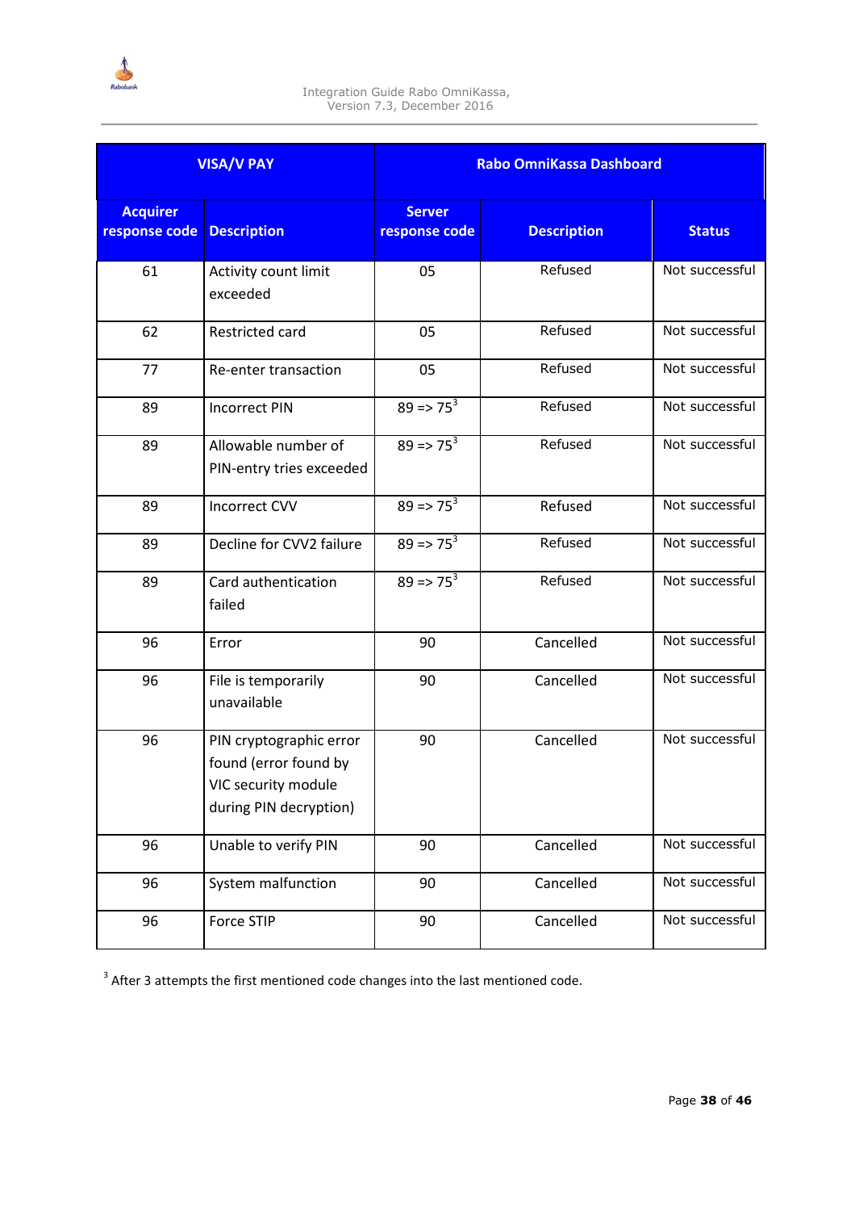| VISA/V PAY | | Rabo OmniKassa Dashboard | | |
|---|---|---|---|---|
| **Acquirer response code** | **Description** | **Server response code** | **Description** | **Status** |
| 61 | Activity count limit exceeded | 05 | Refused | Not successful |
| 62 | Restricted card | 05 | Refused | Not successful |
| 77 | Re-enter transaction | 05 | Refused | Not successful |
| 89 | Incorrect PIN | 89 => 75[3] | Refused | Not successful |
| 89 | Allowable number of PIN-entry tries exceeded | 89 => 75[3] | Refused | Not successful |
| 89 | Incorrect CVV | 89 => 75[3] | Refused | Not successful |
| 89 | Decline for CVV2 failure | 89 => 75[3] | Refused | Not successful |
| 89 | Card authentication failed | 89 => 75[3] | Refused | Not successful |
| 96 | Error | 90 | Cancelled | Not successful |
| 96 | File is temporarily unavailable | 90 | Cancelled | Not successful |
| 96 | PIN cryptographic error found (error found by VIC security module during PIN decryption) | 90 | Cancelled | Not successful |
| 96 | Unable to verify PIN | 90 | Cancelled | Not successful |
| 96 | System malfunction | 90 | Cancelled | Not successful |
| 96 | Force STIP | 90 | Cancelled | Not successful |

[3] After 3 attempts the first mentioned code changes into the last mentioned code.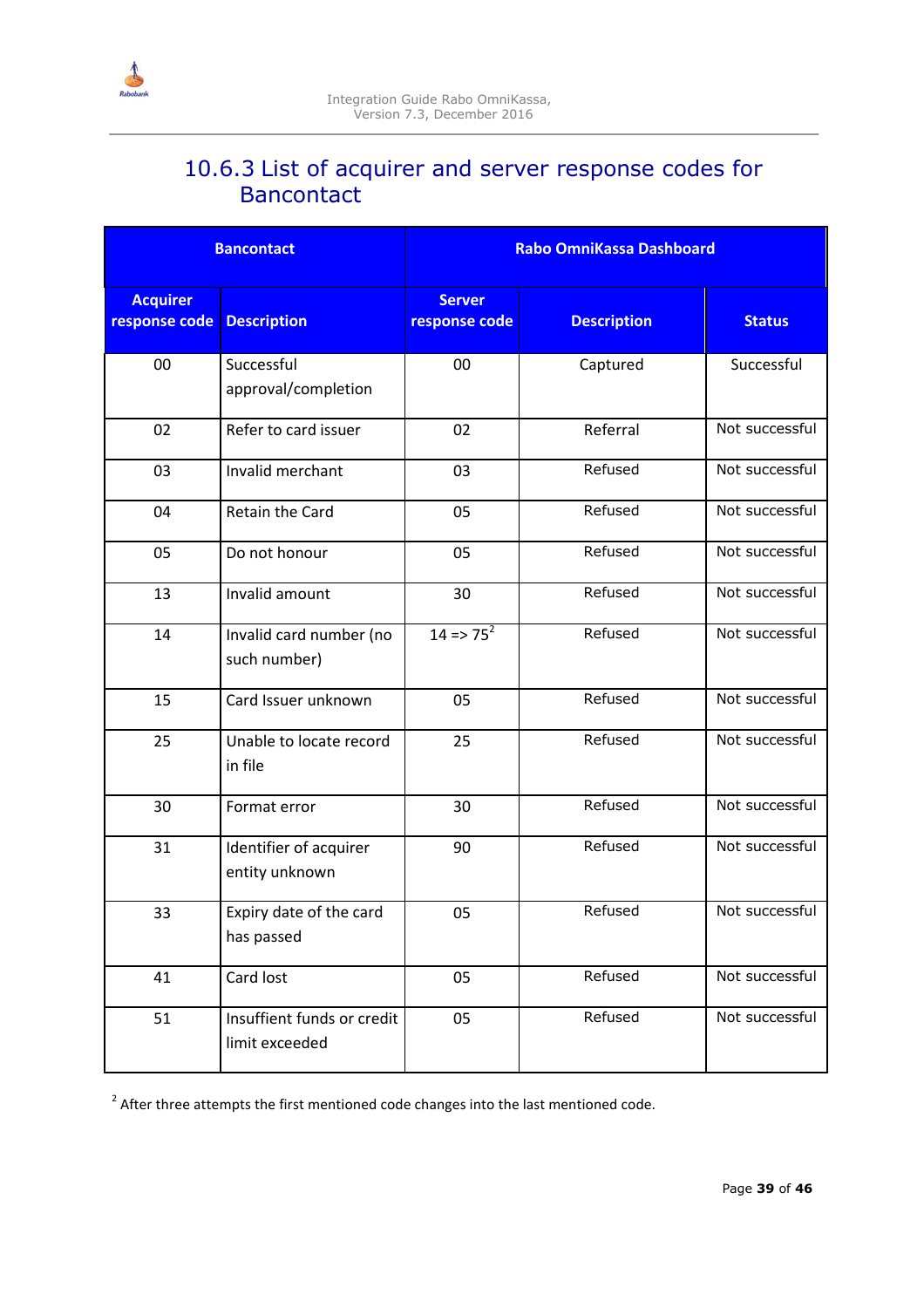### 10.6.3 List of acquirer and server response codes for Bancontact

| Bancontact | | Rabo OmniKassa Dashboard | | |
|---|---|---|---|---|
| **Acquirer response code** | **Description** | **Server response code** | **Description** | **Status** |
| 00 | Successful approval/completion | 00 | Captured | Successful |
| 02 | Refer to card issuer | 02 | Referral | Not successful |
| 03 | Invalid merchant | 03 | Refused | Not successful |
| 04 | Retain the Card | 05 | Refused | Not successful |
| 05 | Do not honour | 05 | Refused | Not successful |
| 13 | Invalid amount | 30 | Refused | Not successful |
| 14 | Invalid card number (no such number) | 14 => 75[2] | Refused | Not successful |
| 15 | Card Issuer unknown | 05 | Refused | Not successful |
| 25 | Unable to locate record in file | 25 | Refused | Not successful |
| 30 | Format error | 30 | Refused | Not successful |
| 31 | Identifier of acquirer entity unknown | 90 | Refused | Not successful |
| 33 | Expiry date of the card has passed | 05 | Refused | Not successful |
| 41 | Card lost | 05 | Refused | Not successful |
| 51 | Insuffient funds or credit limit exceeded | 05 | Refused | Not successful |

[2] After three attempts the first mentioned code changes into the last mentioned code.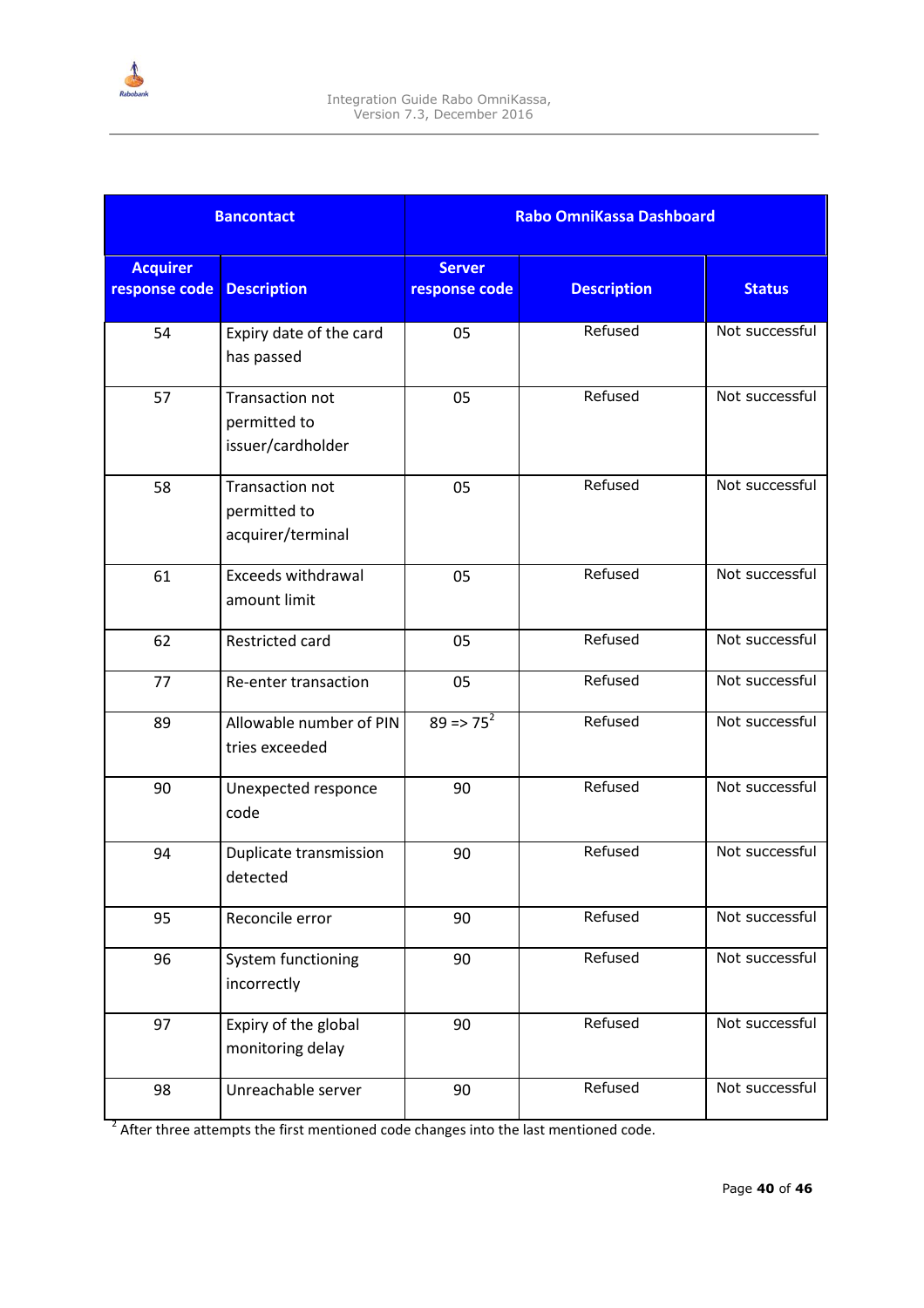| Bancontact | | Rabo OmniKassa Dashboard | | |
|---|---|---|---|---|
| **Acquirer response code** | **Description** | **Server response code** | **Description** | **Status** |
| 54 | Expiry date of the card has passed | 05 | Refused | Not successful |
| 57 | Transaction not permitted to issuer/cardholder | 05 | Refused | Not successful |
| 58 | Transaction not permitted to acquirer/terminal | 05 | Refused | Not successful |
| 61 | Exceeds withdrawal amount limit | 05 | Refused | Not successful |
| 62 | Restricted card | 05 | Refused | Not successful |
| 77 | Re-enter transaction | 05 | Refused | Not successful |
| 89 | Allowable number of PIN tries exceeded | 89 => 75[2] | Refused | Not successful |
| 90 | Unexpected responce code | 90 | Refused | Not successful |
| 94 | Duplicate transmission detected | 90 | Refused | Not successful |
| 95 | Reconcile error | 90 | Refused | Not successful |
| 96 | System functioning incorrectly | 90 | Refused | Not successful |
| 97 | Expiry of the global monitoring delay | 90 | Refused | Not successful |
| 98 | Unreachable server | 90 | Refused | Not successful |

[2] After three attempts the first mentioned code changes into the last mentioned code.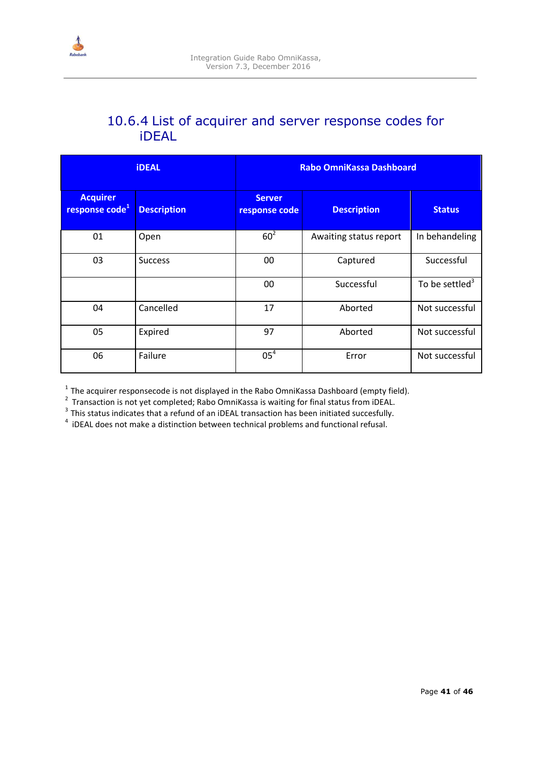### 10.6.4 List of acquirer and server response codes for iDEAL

| iDEAL | | Rabo OmniKassa Dashboard | | |
|---|---|---|---|---|
| Acquirer response code[1] | Description | Server response code | Description | Status |
| 01 | Open | 60[2] | Awaiting status report | In behandeling |
| 03 | Success | 00 | Captured | Successful |
| | | 00 | Successful | To be settled[3] |
| 04 | Cancelled | 17 | Aborted | Not successful |
| 05 | Expired | 97 | Aborted | Not successful |
| 06 | Failure | 05[4] | Error | Not successful |

[1] The acquirer responsecode is not displayed in the Rabo OmniKassa Dashboard (empty field).
[2] Transaction is not yet completed; Rabo OmniKassa is waiting for final status from iDEAL.
[3] This status indicates that a refund of an iDEAL transaction has been initiated succesfully.
[4] iDEAL does not make a distinction between technical problems and functional refusal.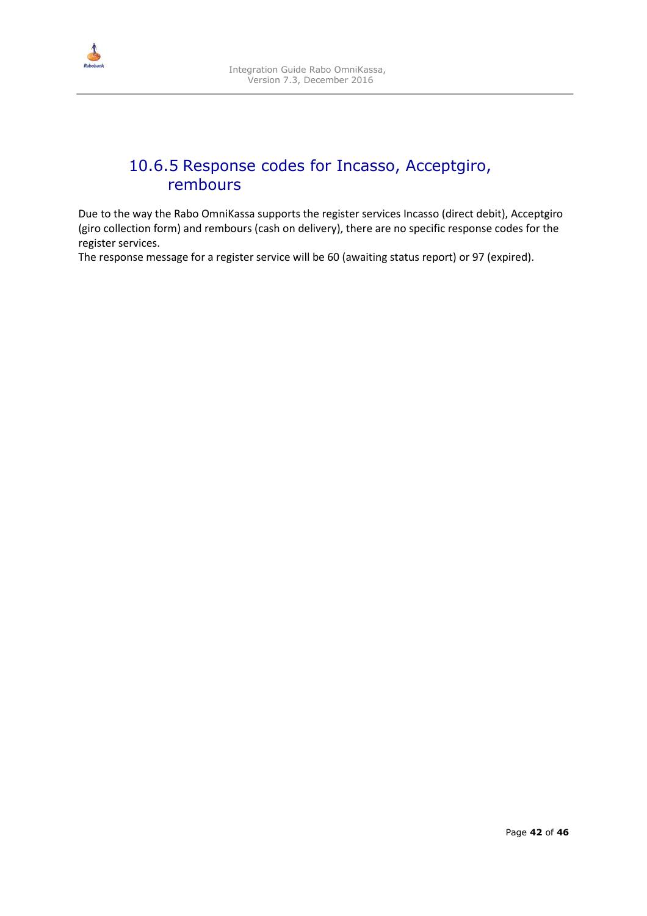### 10.6.5 Response codes for Incasso, Acceptgiro, rembours

Due to the way the Rabo OmniKassa supports the register services Incasso (direct debit), Acceptgiro (giro collection form) and rembours (cash on delivery), there are no specific response codes for the register services.
The response message for a register service will be 60 (awaiting status report) or 97 (expired).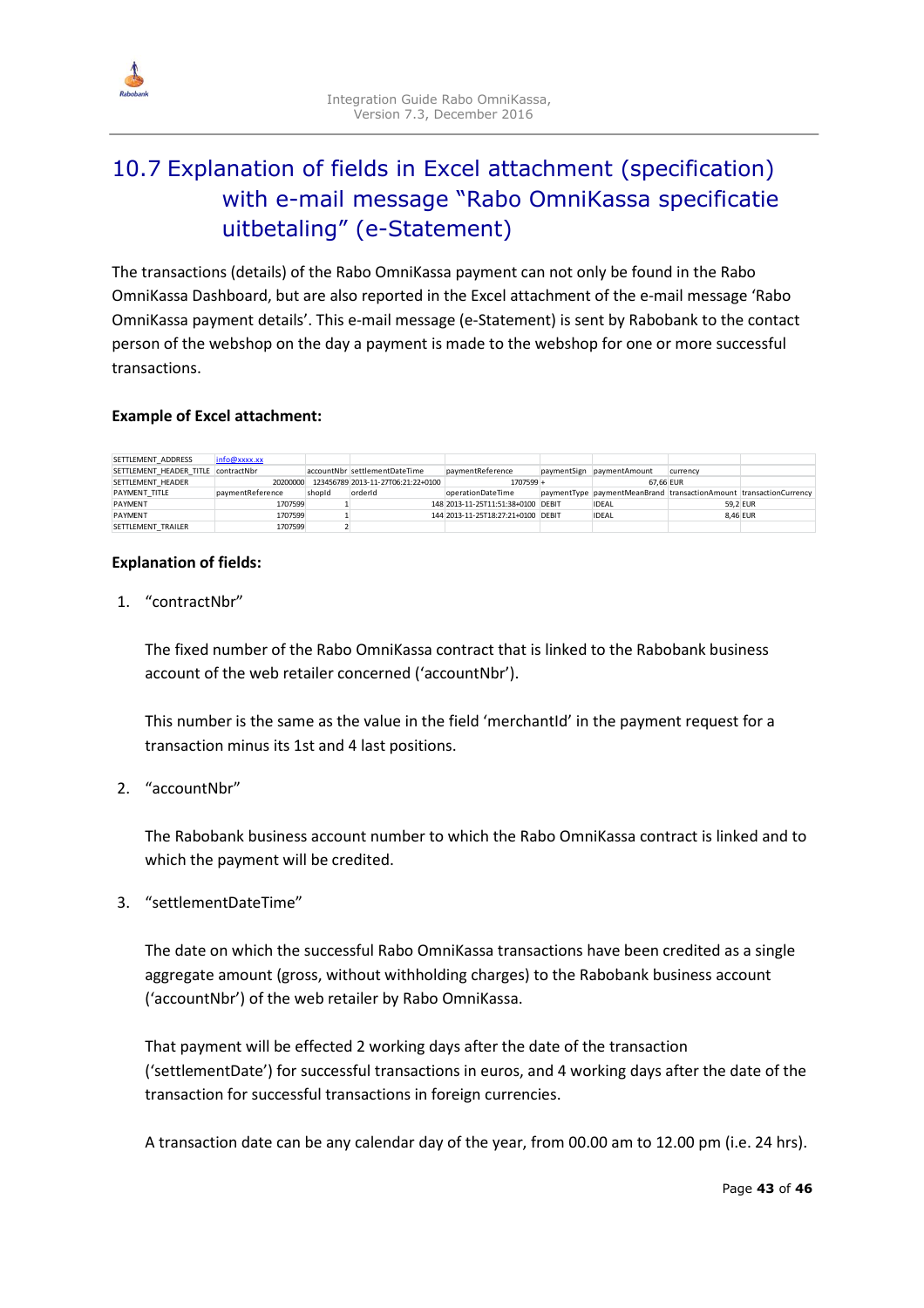## 10.7 Explanation of fields in Excel attachment (specification) with e-mail message "Rabo OmniKassa specificatie uitbetaling" (e-Statement)

The transactions (details) of the Rabo OmniKassa payment can not only be found in the Rabo OmniKassa Dashboard, but are also reported in the Excel attachment of the e-mail message 'Rabo OmniKassa payment details'. This e-mail message (e-Statement) is sent by Rabobank to the contact person of the webshop on the day a payment is made to the webshop for one or more successful transactions.

**Example of Excel attachment:**

| SETTLEMENT_ADDRESS | info@xxxx.xx | | | | | | | |
|---|---|---|---|---|---|---|---|---|
| SETTLEMENT_HEADER_TITLE | contractNbr | accountNbr | settlementDateTime | paymentReference | paymentSign | paymentAmount | currency | |
| SETTLEMENT_HEADER | 20200000 | 123456789 | 2013-11-27T06:21:22+0100 | 1707599 | + | 67,66 | EUR | |
| PAYMENT_TITLE | paymentReference | shopId | orderId | operationDateTime | paymentType | paymentMeanBrand | transactionAmount | transactionCurrency |
| PAYMENT | 1707599 | 1 | 148 | 2013-11-25T11:51:38+0100 | DEBIT | IDEAL | 59,2 | EUR |
| PAYMENT | 1707599 | 1 | 144 | 2013-11-25T18:27:21+0100 | DEBIT | IDEAL | 8,46 | EUR |
| SETTLEMENT_TRAILER | 1707599 | 2 | | | | | | |

**Explanation of fields:**

1. "contractNbr"

   The fixed number of the Rabo OmniKassa contract that is linked to the Rabobank business account of the web retailer concerned ('accountNbr').

   This number is the same as the value in the field 'merchantId' in the payment request for a transaction minus its 1st and 4 last positions.

2. "accountNbr"

   The Rabobank business account number to which the Rabo OmniKassa contract is linked and to which the payment will be credited.

3. "settlementDateTime"

   The date on which the successful Rabo OmniKassa transactions have been credited as a single aggregate amount (gross, without withholding charges) to the Rabobank business account ('accountNbr') of the web retailer by Rabo OmniKassa.

   That payment will be effected 2 working days after the date of the transaction ('settlementDate') for successful transactions in euros, and 4 working days after the date of the transaction for successful transactions in foreign currencies.

   A transaction date can be any calendar day of the year, from 00.00 am to 12.00 pm (i.e. 24 hrs).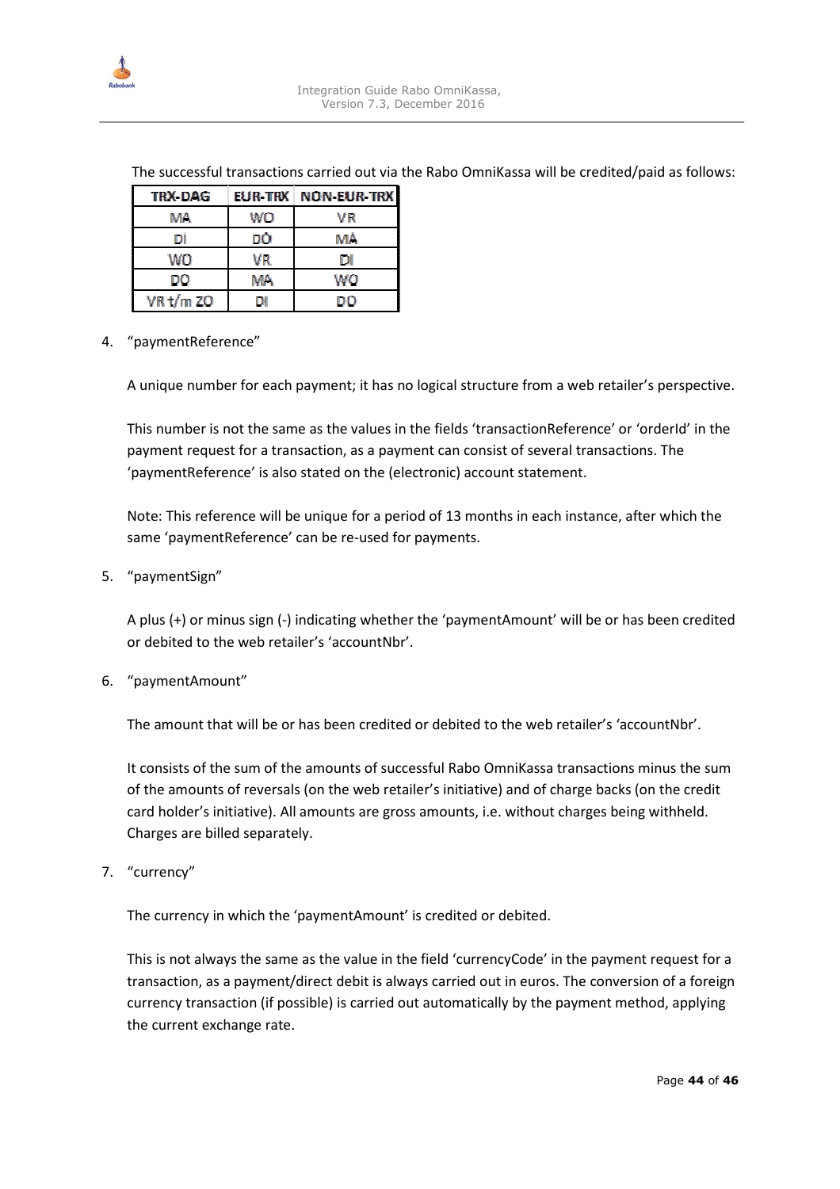The successful transactions carried out via the Rabo OmniKassa will be credited/paid as follows:

| TRX-DAG | EUR-TRX | NON-EUR-TRX |
|---|---|---|
| MA | WO | VR |
| DI | DO | MA |
| WO | VR | DI |
| DO | MA | WO |
| VR t/m ZO | DI | DO |

4. "paymentReference"

   A unique number for each payment; it has no logical structure from a web retailer's perspective.

   This number is not the same as the values in the fields 'transactionReference' or 'orderId' in the payment request for a transaction, as a payment can consist of several transactions. The 'paymentReference' is also stated on the (electronic) account statement.

   Note: This reference will be unique for a period of 13 months in each instance, after which the same 'paymentReference' can be re-used for payments.

5. "paymentSign"

   A plus (+) or minus sign (-) indicating whether the 'paymentAmount' will be or has been credited or debited to the web retailer's 'accountNbr'.

6. "paymentAmount"

   The amount that will be or has been credited or debited to the web retailer's 'accountNbr'.

   It consists of the sum of the amounts of successful Rabo OmniKassa transactions minus the sum of the amounts of reversals (on the web retailer's initiative) and of charge backs (on the credit card holder's initiative). All amounts are gross amounts, i.e. without charges being withheld. Charges are billed separately.

7. "currency"

   The currency in which the 'paymentAmount' is credited or debited.

   This is not always the same as the value in the field 'currencyCode' in the payment request for a transaction, as a payment/direct debit is always carried out in euros. The conversion of a foreign currency transaction (if possible) is carried out automatically by the payment method, applying the current exchange rate.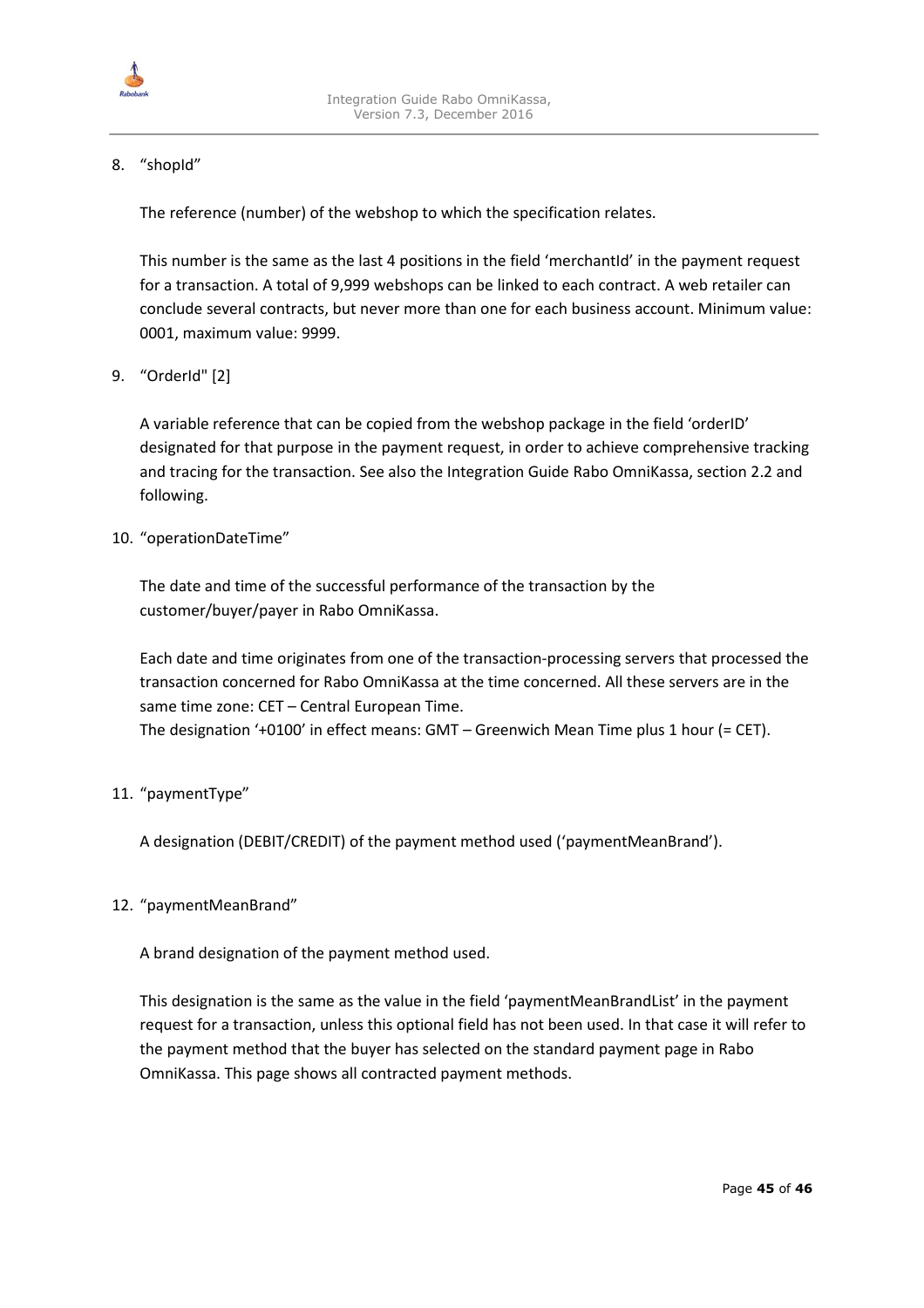8. "shopId"

   The reference (number) of the webshop to which the specification relates.

   This number is the same as the last 4 positions in the field 'merchantId' in the payment request for a transaction. A total of 9,999 webshops can be linked to each contract. A web retailer can conclude several contracts, but never more than one for each business account. Minimum value: 0001, maximum value: 9999.

9. "OrderId" [2]

   A variable reference that can be copied from the webshop package in the field 'orderID' designated for that purpose in the payment request, in order to achieve comprehensive tracking and tracing for the transaction. See also the Integration Guide Rabo OmniKassa, section 2.2 and following.

10. "operationDateTime"

    The date and time of the successful performance of the transaction by the customer/buyer/payer in Rabo OmniKassa.

    Each date and time originates from one of the transaction-processing servers that processed the transaction concerned for Rabo OmniKassa at the time concerned. All these servers are in the same time zone: CET – Central European Time.
    The designation '+0100' in effect means: GMT – Greenwich Mean Time plus 1 hour (= CET).

11. "paymentType"

    A designation (DEBIT/CREDIT) of the payment method used ('paymentMeanBrand').

12. "paymentMeanBrand"

    A brand designation of the payment method used.

    This designation is the same as the value in the field 'paymentMeanBrandList' in the payment request for a transaction, unless this optional field has not been used. In that case it will refer to the payment method that the buyer has selected on the standard payment page in Rabo OmniKassa. This page shows all contracted payment methods.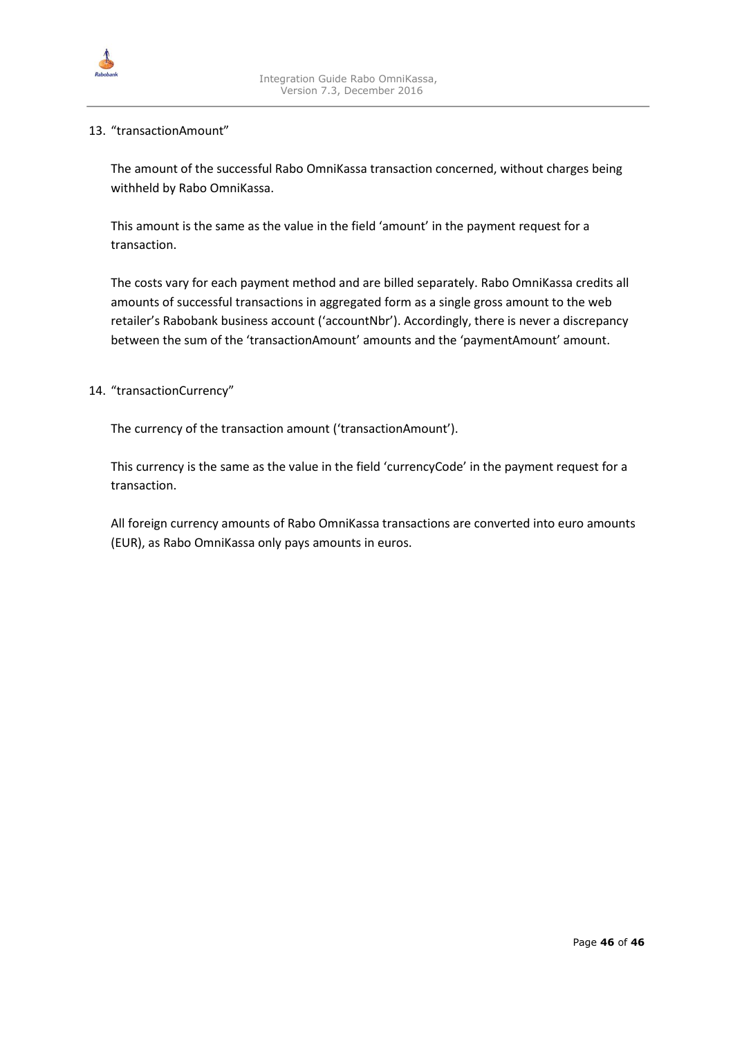13. “transactionAmount”

    The amount of the successful Rabo OmniKassa transaction concerned, without charges being withheld by Rabo OmniKassa.

    This amount is the same as the value in the field ‘amount’ in the payment request for a transaction.

    The costs vary for each payment method and are billed separately. Rabo OmniKassa credits all amounts of successful transactions in aggregated form as a single gross amount to the web retailer’s Rabobank business account (‘accountNbr’). Accordingly, there is never a discrepancy between the sum of the ‘transactionAmount’ amounts and the ‘paymentAmount’ amount.

14. “transactionCurrency”

    The currency of the transaction amount (‘transactionAmount’).

    This currency is the same as the value in the field ‘currencyCode’ in the payment request for a transaction.

    All foreign currency amounts of Rabo OmniKassa transactions are converted into euro amounts (EUR), as Rabo OmniKassa only pays amounts in euros.